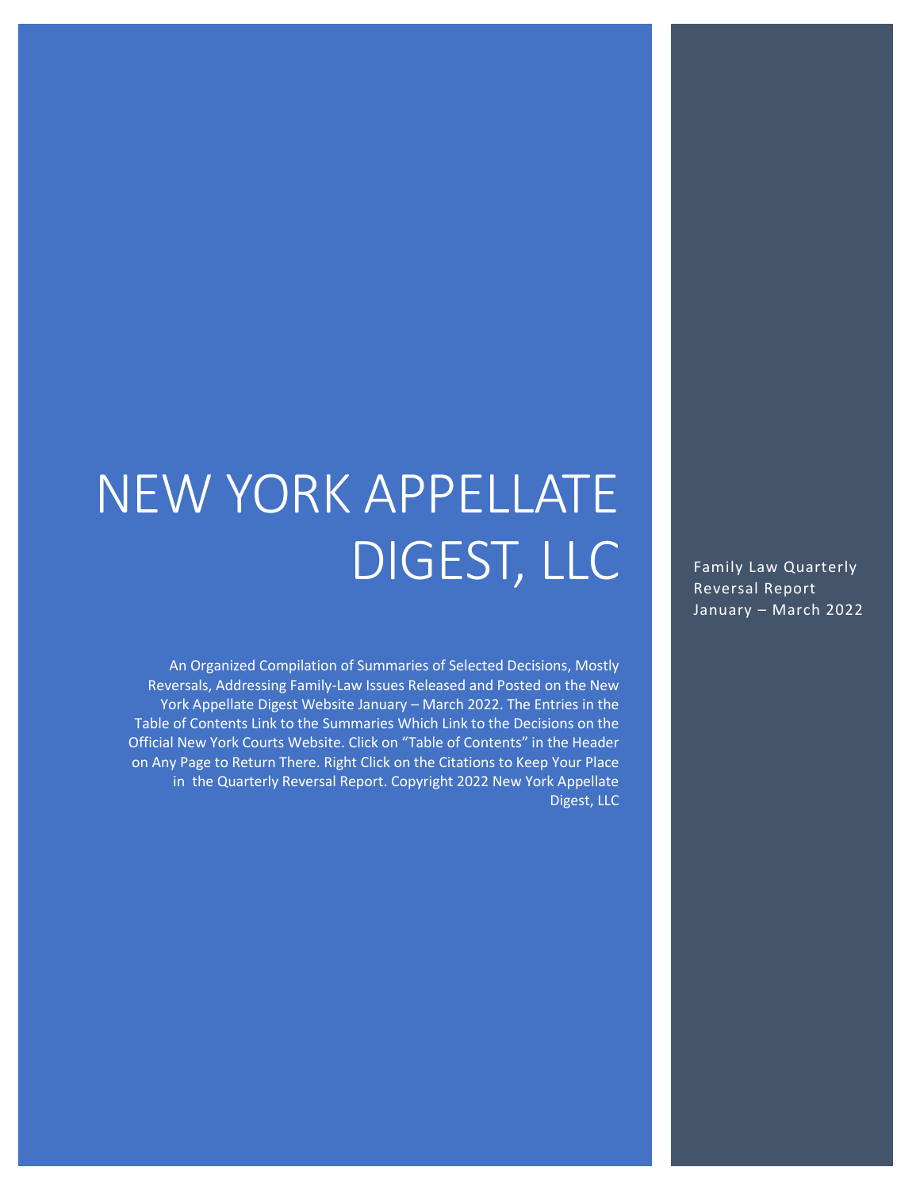# NEW YORK APPELLATE DIGEST, LLC

Family Law Quarterly Reversal Report January – March 2022

An Organized Compilation of Summaries of Selected Decisions, Mostly Reversals, Addressing Family-Law Issues Released and Posted on the New York Appellate Digest Website January – March 2022. The Entries in the Table of Contents Link to the Summaries Which Link to the Decisions on the Official New York Courts Website. Click on "Table of Contents" in the Header on Any Page to Return There. Right Click on the Citations to Keep Your Place in the Quarterly Reversal Report. Copyright 2022 New York Appellate Digest, LLC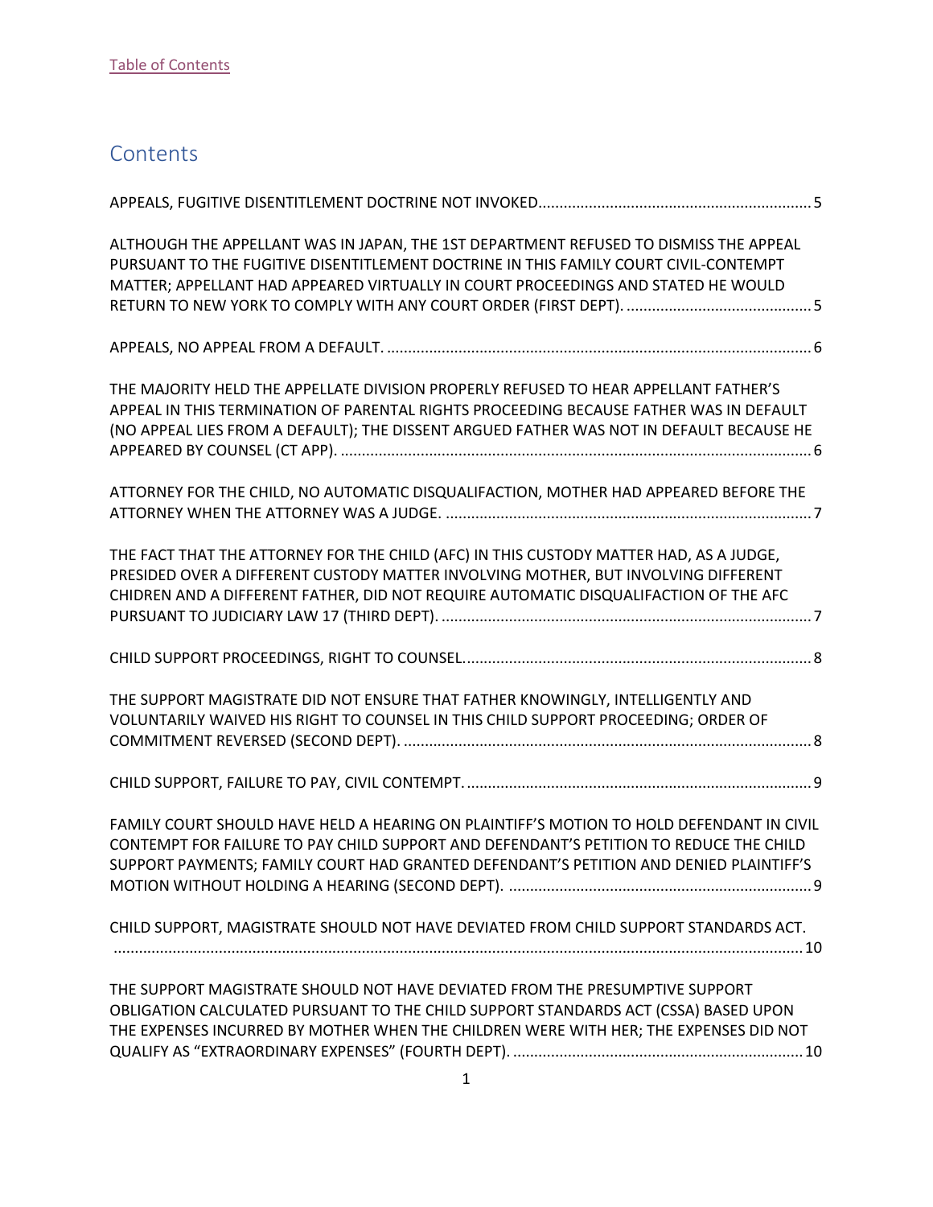Table of Contents

# Contents

APPEALS, FUGITIVE DISENTITLEMENT DOCTRINE NOT INVOKED................................................................5

ALTHOUGH THE APPELLANT WAS IN JAPAN, THE 1ST DEPARTMENT REFUSED TO DISMISS THE APPEAL PURSUANT TO THE FUGITIVE DISENTITLEMENT DOCTRINE IN THIS FAMILY COURT CIVIL-CONTEMPT MATTER; APPELLANT HAD APPEARED VIRTUALLY IN COURT PROCEEDINGS AND STATED HE WOULD RETURN TO NEW YORK TO COMPLY WITH ANY COURT ORDER (FIRST DEPT). ............................................5

APPEALS, NO APPEAL FROM A DEFAULT. ....................................................................................................6

THE MAJORITY HELD THE APPELLATE DIVISION PROPERLY REFUSED TO HEAR APPELLANT FATHER'S APPEAL IN THIS TERMINATION OF PARENTAL RIGHTS PROCEEDING BECAUSE FATHER WAS IN DEFAULT (NO APPEAL LIES FROM A DEFAULT); THE DISSENT ARGUED FATHER WAS NOT IN DEFAULT BECAUSE HE APPEARED BY COUNSEL (CT APP). ...............................................................................................................6

ATTORNEY FOR THE CHILD, NO AUTOMATIC DISQUALIFACTION, MOTHER HAD APPEARED BEFORE THE ATTORNEY WHEN THE ATTORNEY WAS A JUDGE. .......................................................................................7

THE FACT THAT THE ATTORNEY FOR THE CHILD (AFC) IN THIS CUSTODY MATTER HAD, AS A JUDGE, PRESIDED OVER A DIFFERENT CUSTODY MATTER INVOLVING MOTHER, BUT INVOLVING DIFFERENT CHIDREN AND A DIFFERENT FATHER, DID NOT REQUIRE AUTOMATIC DISQUALIFACTION OF THE AFC PURSUANT TO JUDICIARY LAW 17 (THIRD DEPT). .......................................................................................7

CHILD SUPPORT PROCEEDINGS, RIGHT TO COUNSEL...................................................................................8

THE SUPPORT MAGISTRATE DID NOT ENSURE THAT FATHER KNOWINGLY, INTELLIGENTLY AND VOLUNTARILY WAIVED HIS RIGHT TO COUNSEL IN THIS CHILD SUPPORT PROCEEDING; ORDER OF COMMITMENT REVERSED (SECOND DEPT). ................................................................................................8

CHILD SUPPORT, FAILURE TO PAY, CIVIL CONTEMPT...................................................................................9

FAMILY COURT SHOULD HAVE HELD A HEARING ON PLAINTIFF'S MOTION TO HOLD DEFENDANT IN CIVIL CONTEMPT FOR FAILURE TO PAY CHILD SUPPORT AND DEFENDANT'S PETITION TO REDUCE THE CHILD SUPPORT PAYMENTS; FAMILY COURT HAD GRANTED DEFENDANT'S PETITION AND DENIED PLAINTIFF'S MOTION WITHOUT HOLDING A HEARING (SECOND DEPT). ........................................................................9

CHILD SUPPORT, MAGISTRATE SHOULD NOT HAVE DEVIATED FROM CHILD SUPPORT STANDARDS ACT. ...................................................................................................................................................10

THE SUPPORT MAGISTRATE SHOULD NOT HAVE DEVIATED FROM THE PRESUMPTIVE SUPPORT OBLIGATION CALCULATED PURSUANT TO THE CHILD SUPPORT STANDARDS ACT (CSSA) BASED UPON THE EXPENSES INCURRED BY MOTHER WHEN THE CHILDREN WERE WITH HER; THE EXPENSES DID NOT QUALIFY AS "EXTRAORDINARY EXPENSES" (FOURTH DEPT). ....................................................................10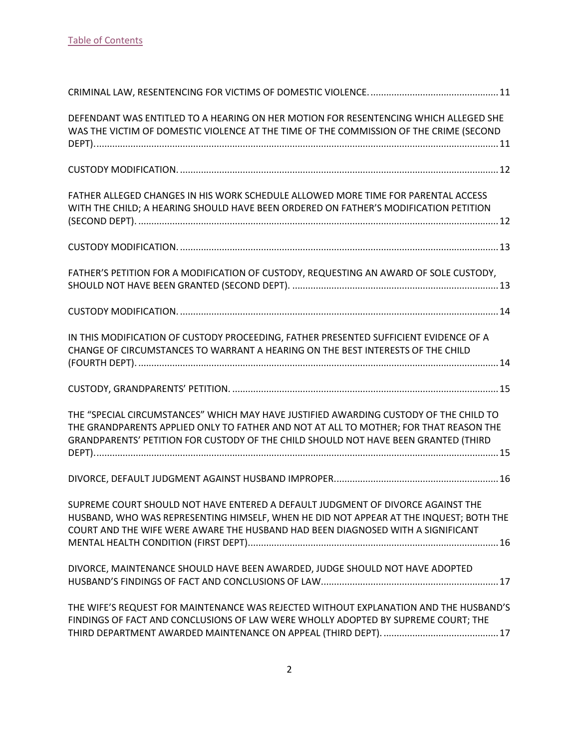[Table of Contents](#)

CRIMINAL LAW, RESENTENCING FOR VICTIMS OF DOMESTIC VIOLENCE. ........................................................ 11

DEFENDANT WAS ENTITLED TO A HEARING ON HER MOTION FOR RESENTENCING WHICH ALLEGED SHE WAS THE VICTIM OF DOMESTIC VIOLENCE AT THE TIME OF THE COMMISSION OF THE CRIME (SECOND DEPT). ........................................................ 11

CUSTODY MODIFICATION. ........................................................ 12

FATHER ALLEGED CHANGES IN HIS WORK SCHEDULE ALLOWED MORE TIME FOR PARENTAL ACCESS WITH THE CHILD; A HEARING SHOULD HAVE BEEN ORDERED ON FATHER'S MODIFICATION PETITION (SECOND DEPT). ........................................................ 12

CUSTODY MODIFICATION. ........................................................ 13

FATHER'S PETITION FOR A MODIFICATION OF CUSTODY, REQUESTING AN AWARD OF SOLE CUSTODY, SHOULD NOT HAVE BEEN GRANTED (SECOND DEPT). ........................................................ 13

CUSTODY MODIFICATION. ........................................................ 14

IN THIS MODIFICATION OF CUSTODY PROCEEDING, FATHER PRESENTED SUFFICIENT EVIDENCE OF A CHANGE OF CIRCUMSTANCES TO WARRANT A HEARING ON THE BEST INTERESTS OF THE CHILD (FOURTH DEPT). ........................................................ 14

CUSTODY, GRANDPARENTS' PETITION. ........................................................ 15

THE "SPECIAL CIRCUMSTANCES" WHICH MAY HAVE JUSTIFIED AWARDING CUSTODY OF THE CHILD TO THE GRANDPARENTS APPLIED ONLY TO FATHER AND NOT AT ALL TO MOTHER; FOR THAT REASON THE GRANDPARENTS' PETITION FOR CUSTODY OF THE CHILD SHOULD NOT HAVE BEEN GRANTED (THIRD DEPT). ........................................................ 15

DIVORCE, DEFAULT JUDGMENT AGAINST HUSBAND IMPROPER. ........................................................ 16

SUPREME COURT SHOULD NOT HAVE ENTERED A DEFAULT JUDGMENT OF DIVORCE AGAINST THE HUSBAND, WHO WAS REPRESENTING HIMSELF, WHEN HE DID NOT APPEAR AT THE INQUEST; BOTH THE COURT AND THE WIFE WERE AWARE THE HUSBAND HAD BEEN DIAGNOSED WITH A SIGNIFICANT MENTAL HEALTH CONDITION (FIRST DEPT). ........................................................ 16

DIVORCE, MAINTENANCE SHOULD HAVE BEEN AWARDED, JUDGE SHOULD NOT HAVE ADOPTED HUSBAND'S FINDINGS OF FACT AND CONCLUSIONS OF LAW. ........................................................ 17

THE WIFE'S REQUEST FOR MAINTENANCE WAS REJECTED WITHOUT EXPLANATION AND THE HUSBAND'S FINDINGS OF FACT AND CONCLUSIONS OF LAW WERE WHOLLY ADOPTED BY SUPREME COURT; THE THIRD DEPARTMENT AWARDED MAINTENANCE ON APPEAL (THIRD DEPT). ........................................................ 17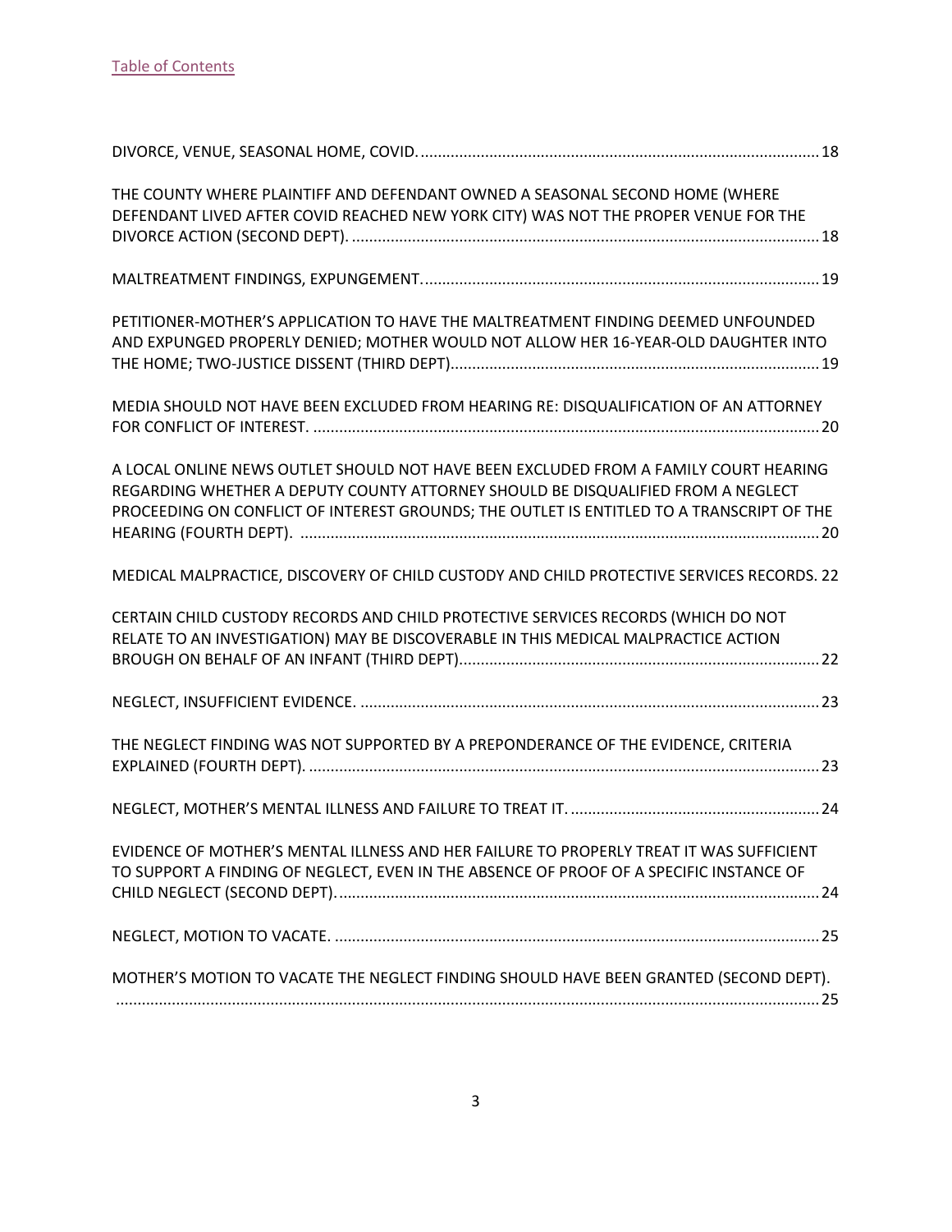[Table of Contents](#)

DIVORCE, VENUE, SEASONAL HOME, COVID. .......... 18

THE COUNTY WHERE PLAINTIFF AND DEFENDANT OWNED A SEASONAL SECOND HOME (WHERE DEFENDANT LIVED AFTER COVID REACHED NEW YORK CITY) WAS NOT THE PROPER VENUE FOR THE DIVORCE ACTION (SECOND DEPT). .......... 18

MALTREATMENT FINDINGS, EXPUNGEMENT. .......... 19

PETITIONER-MOTHER'S APPLICATION TO HAVE THE MALTREATMENT FINDING DEEMED UNFOUNDED AND EXPUNGED PROPERLY DENIED; MOTHER WOULD NOT ALLOW HER 16-YEAR-OLD DAUGHTER INTO THE HOME; TWO-JUSTICE DISSENT (THIRD DEPT). .......... 19

MEDIA SHOULD NOT HAVE BEEN EXCLUDED FROM HEARING RE: DISQUALIFICATION OF AN ATTORNEY FOR CONFLICT OF INTEREST. .......... 20

A LOCAL ONLINE NEWS OUTLET SHOULD NOT HAVE BEEN EXCLUDED FROM A FAMILY COURT HEARING REGARDING WHETHER A DEPUTY COUNTY ATTORNEY SHOULD BE DISQUALIFIED FROM A NEGLECT PROCEEDING ON CONFLICT OF INTEREST GROUNDS; THE OUTLET IS ENTITLED TO A TRANSCRIPT OF THE HEARING (FOURTH DEPT). .......... 20

MEDICAL MALPRACTICE, DISCOVERY OF CHILD CUSTODY AND CHILD PROTECTIVE SERVICES RECORDS. 22

CERTAIN CHILD CUSTODY RECORDS AND CHILD PROTECTIVE SERVICES RECORDS (WHICH DO NOT RELATE TO AN INVESTIGATION) MAY BE DISCOVERABLE IN THIS MEDICAL MALPRACTICE ACTION BROUGH ON BEHALF OF AN INFANT (THIRD DEPT). .......... 22

NEGLECT, INSUFFICIENT EVIDENCE. .......... 23

THE NEGLECT FINDING WAS NOT SUPPORTED BY A PREPONDERANCE OF THE EVIDENCE, CRITERIA EXPLAINED (FOURTH DEPT). .......... 23

NEGLECT, MOTHER'S MENTAL ILLNESS AND FAILURE TO TREAT IT. .......... 24

EVIDENCE OF MOTHER'S MENTAL ILLNESS AND HER FAILURE TO PROPERLY TREAT IT WAS SUFFICIENT TO SUPPORT A FINDING OF NEGLECT, EVEN IN THE ABSENCE OF PROOF OF A SPECIFIC INSTANCE OF CHILD NEGLECT (SECOND DEPT). .......... 24

NEGLECT, MOTION TO VACATE. .......... 25

MOTHER'S MOTION TO VACATE THE NEGLECT FINDING SHOULD HAVE BEEN GRANTED (SECOND DEPT). .......... 25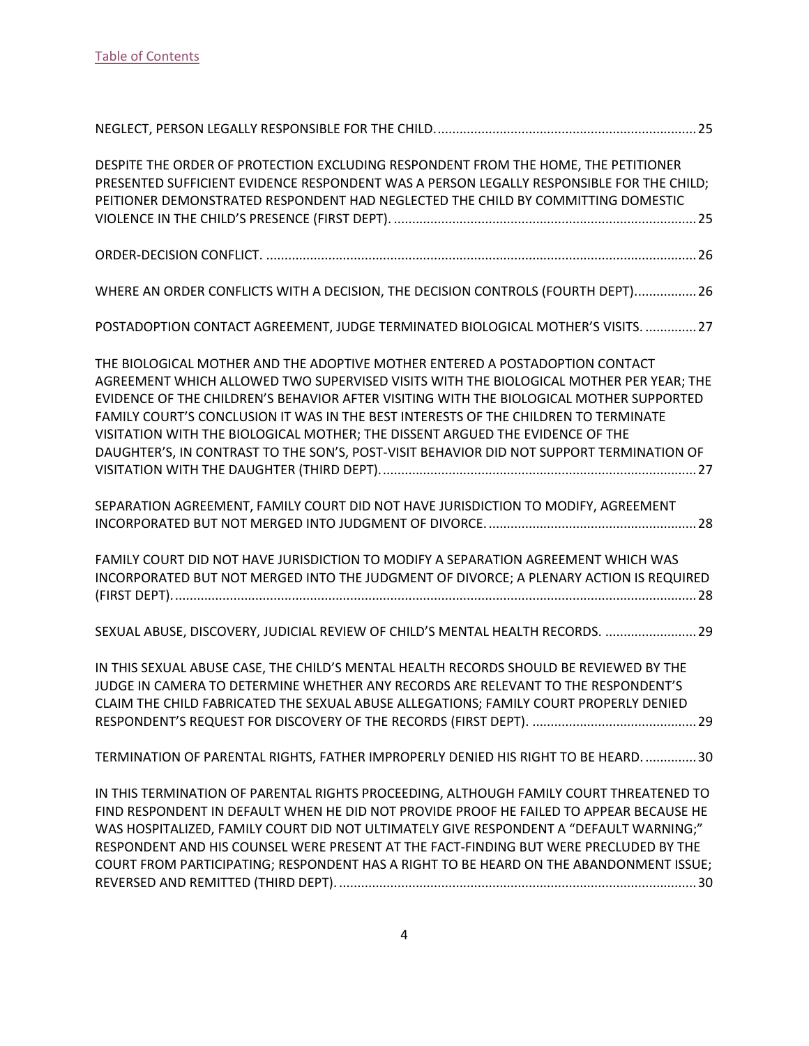[Table of Contents](#)

NEGLECT, PERSON LEGALLY RESPONSIBLE FOR THE CHILD. ........................................................................ 25

DESPITE THE ORDER OF PROTECTION EXCLUDING RESPONDENT FROM THE HOME, THE PETITIONER PRESENTED SUFFICIENT EVIDENCE RESPONDENT WAS A PERSON LEGALLY RESPONSIBLE FOR THE CHILD; PETITIONER DEMONSTRATED RESPONDENT HAD NEGLECTED THE CHILD BY COMMITTING DOMESTIC VIOLENCE IN THE CHILD'S PRESENCE (FIRST DEPT). ................................................................................... 25

ORDER-DECISION CONFLICT. ..................................................................................................................... 26

WHERE AN ORDER CONFLICTS WITH A DECISION, THE DECISION CONTROLS (FOURTH DEPT)................. 26

POSTADOPTION CONTACT AGREEMENT, JUDGE TERMINATED BIOLOGICAL MOTHER'S VISITS. .............. 27

THE BIOLOGICAL MOTHER AND THE ADOPTIVE MOTHER ENTERED A POSTADOPTION CONTACT AGREEMENT WHICH ALLOWED TWO SUPERVISED VISITS WITH THE BIOLOGICAL MOTHER PER YEAR; THE EVIDENCE OF THE CHILDREN'S BEHAVIOR AFTER VISITING WITH THE BIOLOGICAL MOTHER SUPPORTED FAMILY COURT'S CONCLUSION IT WAS IN THE BEST INTERESTS OF THE CHILDREN TO TERMINATE VISITATION WITH THE BIOLOGICAL MOTHER; THE DISSENT ARGUED THE EVIDENCE OF THE DAUGHTER'S, IN CONTRAST TO THE SON'S, POST-VISIT BEHAVIOR DID NOT SUPPORT TERMINATION OF VISITATION WITH THE DAUGHTER (THIRD DEPT)....................................................................................... 27

SEPARATION AGREEMENT, FAMILY COURT DID NOT HAVE JURISDICTION TO MODIFY, AGREEMENT INCORPORATED BUT NOT MERGED INTO JUDGMENT OF DIVORCE. ......................................................... 28

FAMILY COURT DID NOT HAVE JURISDICTION TO MODIFY A SEPARATION AGREEMENT WHICH WAS INCORPORATED BUT NOT MERGED INTO THE JUDGMENT OF DIVORCE; A PLENARY ACTION IS REQUIRED (FIRST DEPT)............................................................................................................................................... 28

SEXUAL ABUSE, DISCOVERY, JUDICIAL REVIEW OF CHILD'S MENTAL HEALTH RECORDS. ......................... 29

IN THIS SEXUAL ABUSE CASE, THE CHILD'S MENTAL HEALTH RECORDS SHOULD BE REVIEWED BY THE JUDGE IN CAMERA TO DETERMINE WHETHER ANY RECORDS ARE RELEVANT TO THE RESPONDENT'S CLAIM THE CHILD FABRICATED THE SEXUAL ABUSE ALLEGATIONS; FAMILY COURT PROPERLY DENIED RESPONDENT'S REQUEST FOR DISCOVERY OF THE RECORDS (FIRST DEPT). ............................................. 29

TERMINATION OF PARENTAL RIGHTS, FATHER IMPROPERLY DENIED HIS RIGHT TO BE HEARD. .............. 30

IN THIS TERMINATION OF PARENTAL RIGHTS PROCEEDING, ALTHOUGH FAMILY COURT THREATENED TO FIND RESPONDENT IN DEFAULT WHEN HE DID NOT PROVIDE PROOF HE FAILED TO APPEAR BECAUSE HE WAS HOSPITALIZED, FAMILY COURT DID NOT ULTIMATELY GIVE RESPONDENT A "DEFAULT WARNING;" RESPONDENT AND HIS COUNSEL WERE PRESENT AT THE FACT-FINDING BUT WERE PRECLUDED BY THE COURT FROM PARTICIPATING; RESPONDENT HAS A RIGHT TO BE HEARD ON THE ABANDONMENT ISSUE; REVERSED AND REMITTED (THIRD DEPT). .................................................................................................. 30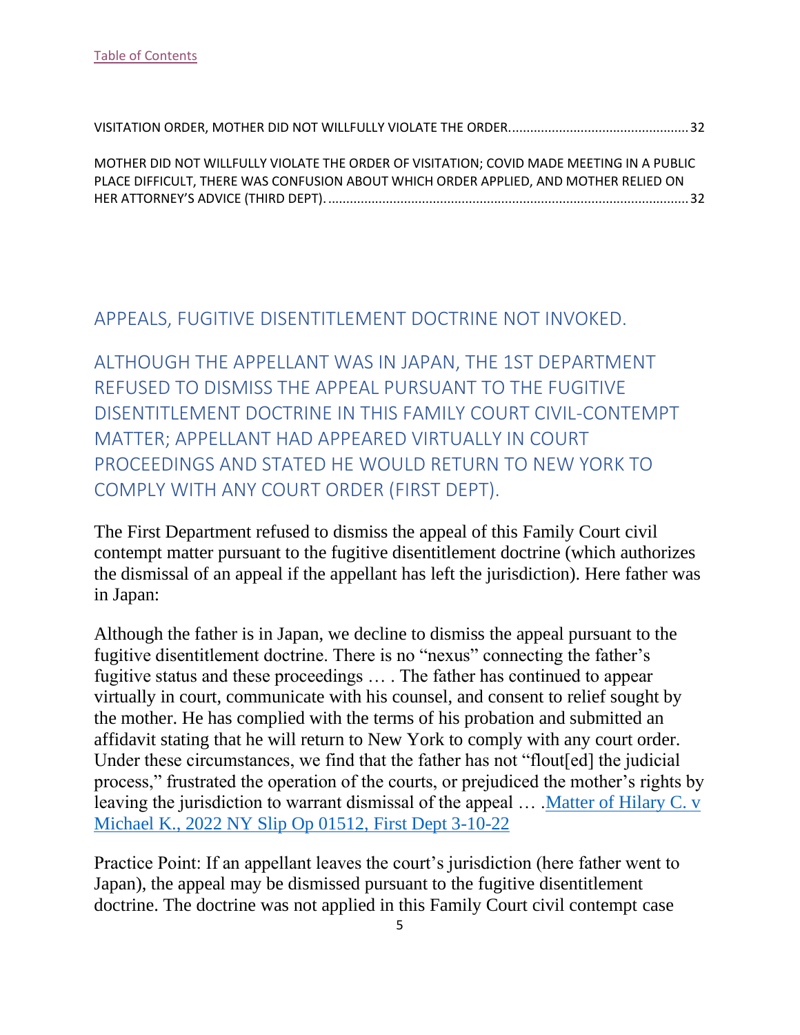[Table of Contents](#)

VISITATION ORDER, MOTHER DID NOT WILLFULLY VIOLATE THE ORDER................................................ 32

MOTHER DID NOT WILLFULLY VIOLATE THE ORDER OF VISITATION; COVID MADE MEETING IN A PUBLIC PLACE DIFFICULT, THERE WAS CONFUSION ABOUT WHICH ORDER APPLIED, AND MOTHER RELIED ON HER ATTORNEY'S ADVICE (THIRD DEPT). .................................................................................................. 32

## APPEALS, FUGITIVE DISENTITLEMENT DOCTRINE NOT INVOKED.

## ALTHOUGH THE APPELLANT WAS IN JAPAN, THE 1ST DEPARTMENT REFUSED TO DISMISS THE APPEAL PURSUANT TO THE FUGITIVE DISENTITLEMENT DOCTRINE IN THIS FAMILY COURT CIVIL-CONTEMPT MATTER; APPELLANT HAD APPEARED VIRTUALLY IN COURT PROCEEDINGS AND STATED HE WOULD RETURN TO NEW YORK TO COMPLY WITH ANY COURT ORDER (FIRST DEPT).

The First Department refused to dismiss the appeal of this Family Court civil contempt matter pursuant to the fugitive disentitlement doctrine (which authorizes the dismissal of an appeal if the appellant has left the jurisdiction). Here father was in Japan:

Although the father is in Japan, we decline to dismiss the appeal pursuant to the fugitive disentitlement doctrine. There is no "nexus" connecting the father's fugitive status and these proceedings … . The father has continued to appear virtually in court, communicate with his counsel, and consent to relief sought by the mother. He has complied with the terms of his probation and submitted an affidavit stating that he will return to New York to comply with any court order. Under these circumstances, we find that the father has not "flout[ed] the judicial process," frustrated the operation of the courts, or prejudiced the mother's rights by leaving the jurisdiction to warrant dismissal of the appeal … .[Matter of Hilary C. v Michael K., 2022 NY Slip Op 01512, First Dept 3-10-22](#)

Practice Point: If an appellant leaves the court's jurisdiction (here father went to Japan), the appeal may be dismissed pursuant to the fugitive disentitlement doctrine. The doctrine was not applied in this Family Court civil contempt case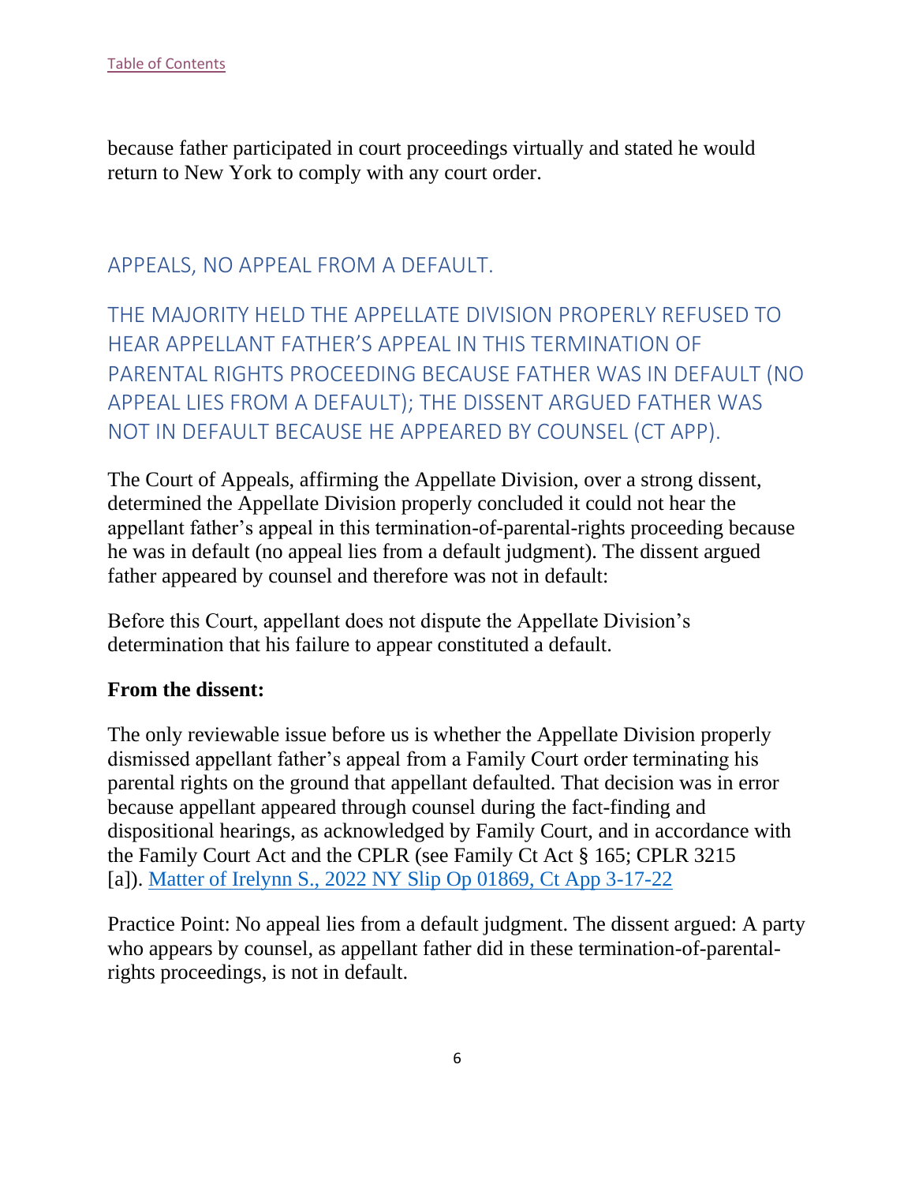because father participated in court proceedings virtually and stated he would return to New York to comply with any court order.

## APPEALS, NO APPEAL FROM A DEFAULT.

## THE MAJORITY HELD THE APPELLATE DIVISION PROPERLY REFUSED TO HEAR APPELLANT FATHER'S APPEAL IN THIS TERMINATION OF PARENTAL RIGHTS PROCEEDING BECAUSE FATHER WAS IN DEFAULT (NO APPEAL LIES FROM A DEFAULT); THE DISSENT ARGUED FATHER WAS NOT IN DEFAULT BECAUSE HE APPEARED BY COUNSEL (CT APP).

The Court of Appeals, affirming the Appellate Division, over a strong dissent, determined the Appellate Division properly concluded it could not hear the appellant father's appeal in this termination-of-parental-rights proceeding because he was in default (no appeal lies from a default judgment). The dissent argued father appeared by counsel and therefore was not in default:

Before this Court, appellant does not dispute the Appellate Division's determination that his failure to appear constituted a default.

**From the dissent:**

The only reviewable issue before us is whether the Appellate Division properly dismissed appellant father's appeal from a Family Court order terminating his parental rights on the ground that appellant defaulted. That decision was in error because appellant appeared through counsel during the fact-finding and dispositional hearings, as acknowledged by Family Court, and in accordance with the Family Court Act and the CPLR (see Family Ct Act § 165; CPLR 3215 [a]). Matter of Irelynn S., 2022 NY Slip Op 01869, Ct App 3-17-22

Practice Point: No appeal lies from a default judgment. The dissent argued: A party who appears by counsel, as appellant father did in these termination-of-parental-rights proceedings, is not in default.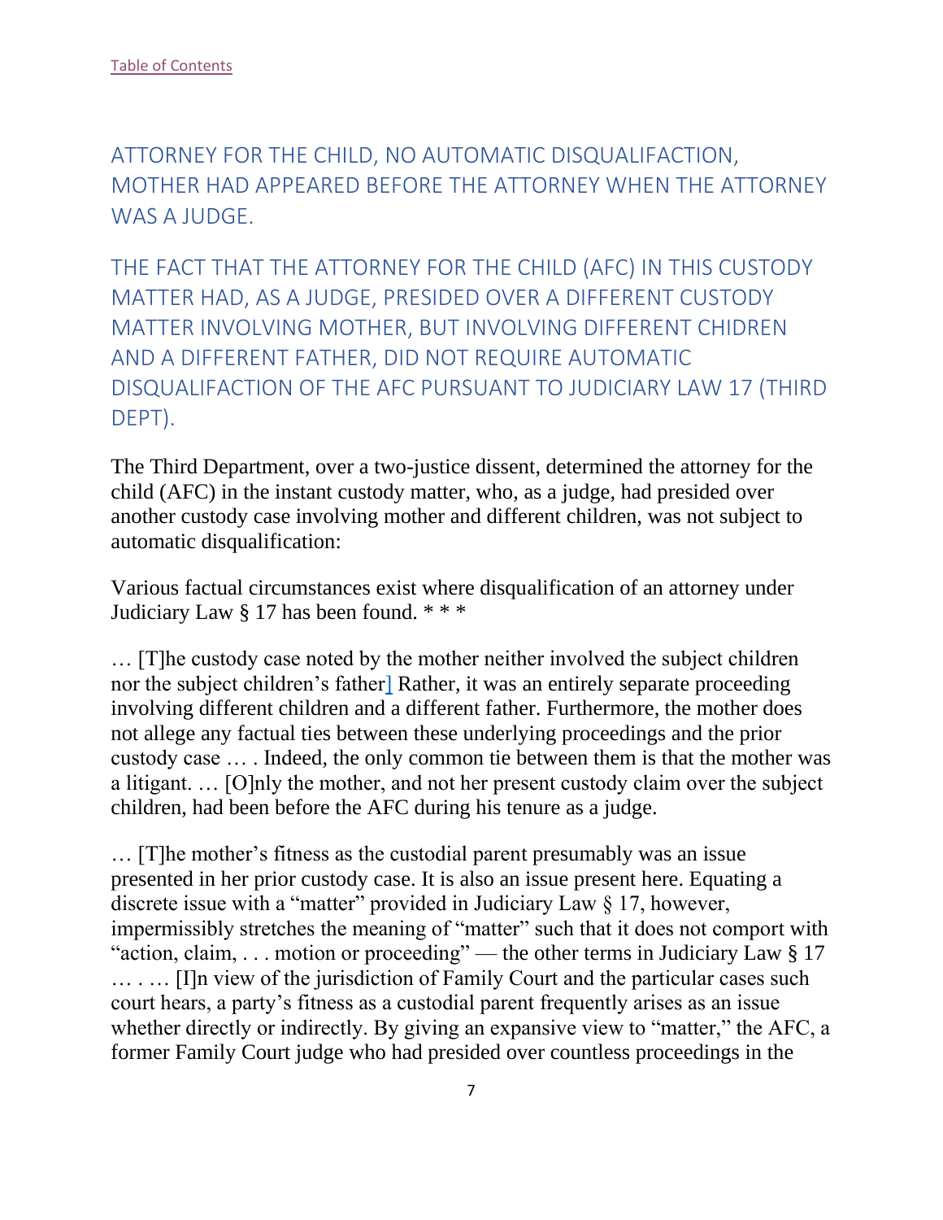[Table of Contents](#)

## ATTORNEY FOR THE CHILD, NO AUTOMATIC DISQUALIFACTION, MOTHER HAD APPEARED BEFORE THE ATTORNEY WHEN THE ATTORNEY WAS A JUDGE.

## THE FACT THAT THE ATTORNEY FOR THE CHILD (AFC) IN THIS CUSTODY MATTER HAD, AS A JUDGE, PRESIDED OVER A DIFFERENT CUSTODY MATTER INVOLVING MOTHER, BUT INVOLVING DIFFERENT CHIDREN AND A DIFFERENT FATHER, DID NOT REQUIRE AUTOMATIC DISQUALIFACTION OF THE AFC PURSUANT TO JUDICIARY LAW 17 (THIRD DEPT).

The Third Department, over a two-justice dissent, determined the attorney for the child (AFC) in the instant custody matter, who, as a judge, had presided over another custody case involving mother and different children, was not subject to automatic disqualification:

Various factual circumstances exist where disqualification of an attorney under Judiciary Law § 17 has been found. * * *

… [T]he custody case noted by the mother neither involved the subject children nor the subject children's father] Rather, it was an entirely separate proceeding involving different children and a different father. Furthermore, the mother does not allege any factual ties between these underlying proceedings and the prior custody case … . Indeed, the only common tie between them is that the mother was a litigant. … [O]nly the mother, and not her present custody claim over the subject children, had been before the AFC during his tenure as a judge.

… [T]he mother's fitness as the custodial parent presumably was an issue presented in her prior custody case. It is also an issue present here. Equating a discrete issue with a "matter" provided in Judiciary Law § 17, however, impermissibly stretches the meaning of "matter" such that it does not comport with "action, claim, . . . motion or proceeding" — the other terms in Judiciary Law § 17 … . … [I]n view of the jurisdiction of Family Court and the particular cases such court hears, a party's fitness as a custodial parent frequently arises as an issue whether directly or indirectly. By giving an expansive view to "matter," the AFC, a former Family Court judge who had presided over countless proceedings in the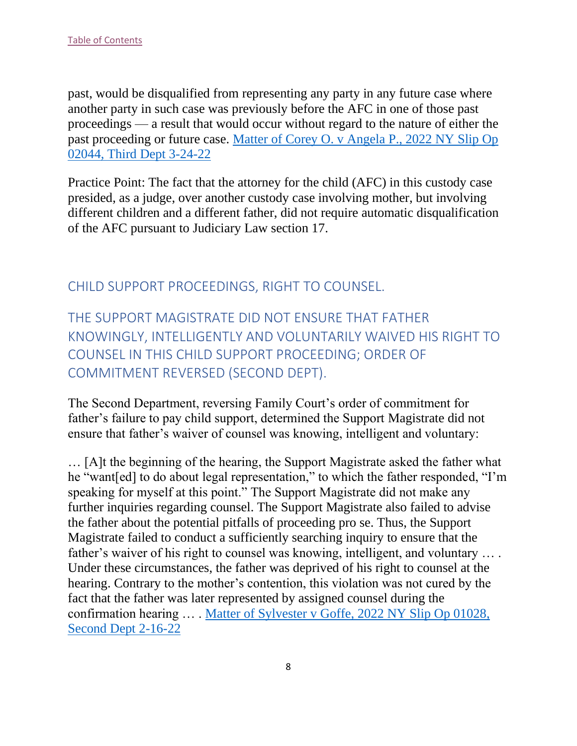past, would be disqualified from representing any party in any future case where another party in such case was previously before the AFC in one of those past proceedings — a result that would occur without regard to the nature of either the past proceeding or future case. [Matter of Corey O. v Angela P., 2022 NY Slip Op 02044, Third Dept 3-24-22]

Practice Point: The fact that the attorney for the child (AFC) in this custody case presided, as a judge, over another custody case involving mother, but involving different children and a different father, did not require automatic disqualification of the AFC pursuant to Judiciary Law section 17.

## CHILD SUPPORT PROCEEDINGS, RIGHT TO COUNSEL.

## THE SUPPORT MAGISTRATE DID NOT ENSURE THAT FATHER KNOWINGLY, INTELLIGENTLY AND VOLUNTARILY WAIVED HIS RIGHT TO COUNSEL IN THIS CHILD SUPPORT PROCEEDING; ORDER OF COMMITMENT REVERSED (SECOND DEPT).

The Second Department, reversing Family Court's order of commitment for father's failure to pay child support, determined the Support Magistrate did not ensure that father's waiver of counsel was knowing, intelligent and voluntary:

… [A]t the beginning of the hearing, the Support Magistrate asked the father what he "want[ed] to do about legal representation," to which the father responded, "I'm speaking for myself at this point." The Support Magistrate did not make any further inquiries regarding counsel. The Support Magistrate also failed to advise the father about the potential pitfalls of proceeding pro se. Thus, the Support Magistrate failed to conduct a sufficiently searching inquiry to ensure that the father's waiver of his right to counsel was knowing, intelligent, and voluntary … . Under these circumstances, the father was deprived of his right to counsel at the hearing. Contrary to the mother's contention, this violation was not cured by the fact that the father was later represented by assigned counsel during the confirmation hearing … . [Matter of Sylvester v Goffe, 2022 NY Slip Op 01028, Second Dept 2-16-22]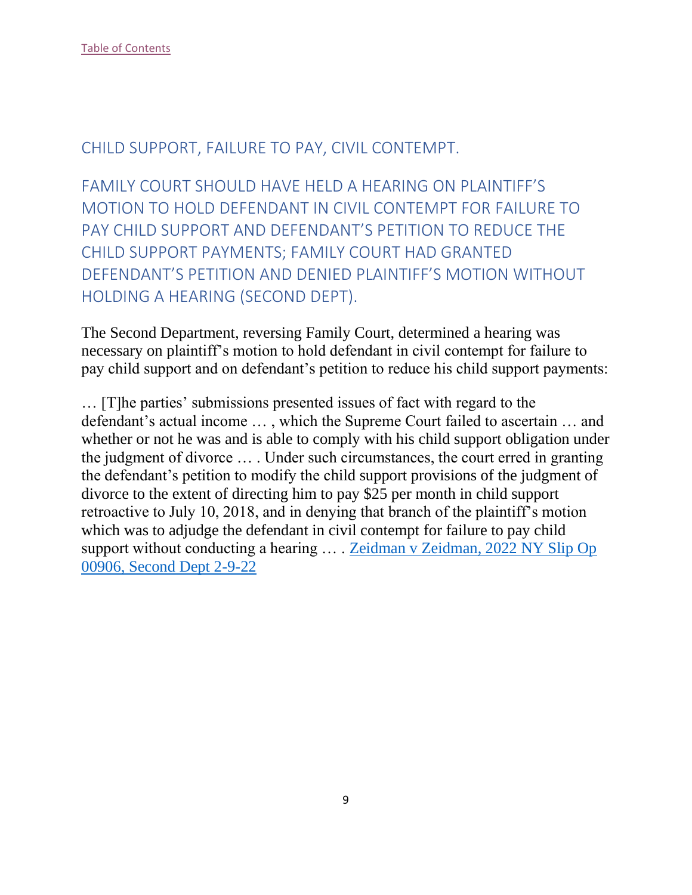[Table of Contents]

## CHILD SUPPORT, FAILURE TO PAY, CIVIL CONTEMPT.

## FAMILY COURT SHOULD HAVE HELD A HEARING ON PLAINTIFF'S MOTION TO HOLD DEFENDANT IN CIVIL CONTEMPT FOR FAILURE TO PAY CHILD SUPPORT AND DEFENDANT'S PETITION TO REDUCE THE CHILD SUPPORT PAYMENTS; FAMILY COURT HAD GRANTED DEFENDANT'S PETITION AND DENIED PLAINTIFF'S MOTION WITHOUT HOLDING A HEARING (SECOND DEPT).

The Second Department, reversing Family Court, determined a hearing was necessary on plaintiff's motion to hold defendant in civil contempt for failure to pay child support and on defendant's petition to reduce his child support payments:

… [T]he parties' submissions presented issues of fact with regard to the defendant's actual income … , which the Supreme Court failed to ascertain … and whether or not he was and is able to comply with his child support obligation under the judgment of divorce … . Under such circumstances, the court erred in granting the defendant's petition to modify the child support provisions of the judgment of divorce to the extent of directing him to pay $25 per month in child support retroactive to July 10, 2018, and in denying that branch of the plaintiff's motion which was to adjudge the defendant in civil contempt for failure to pay child support without conducting a hearing … . Zeidman v Zeidman, 2022 NY Slip Op 00906, Second Dept 2-9-22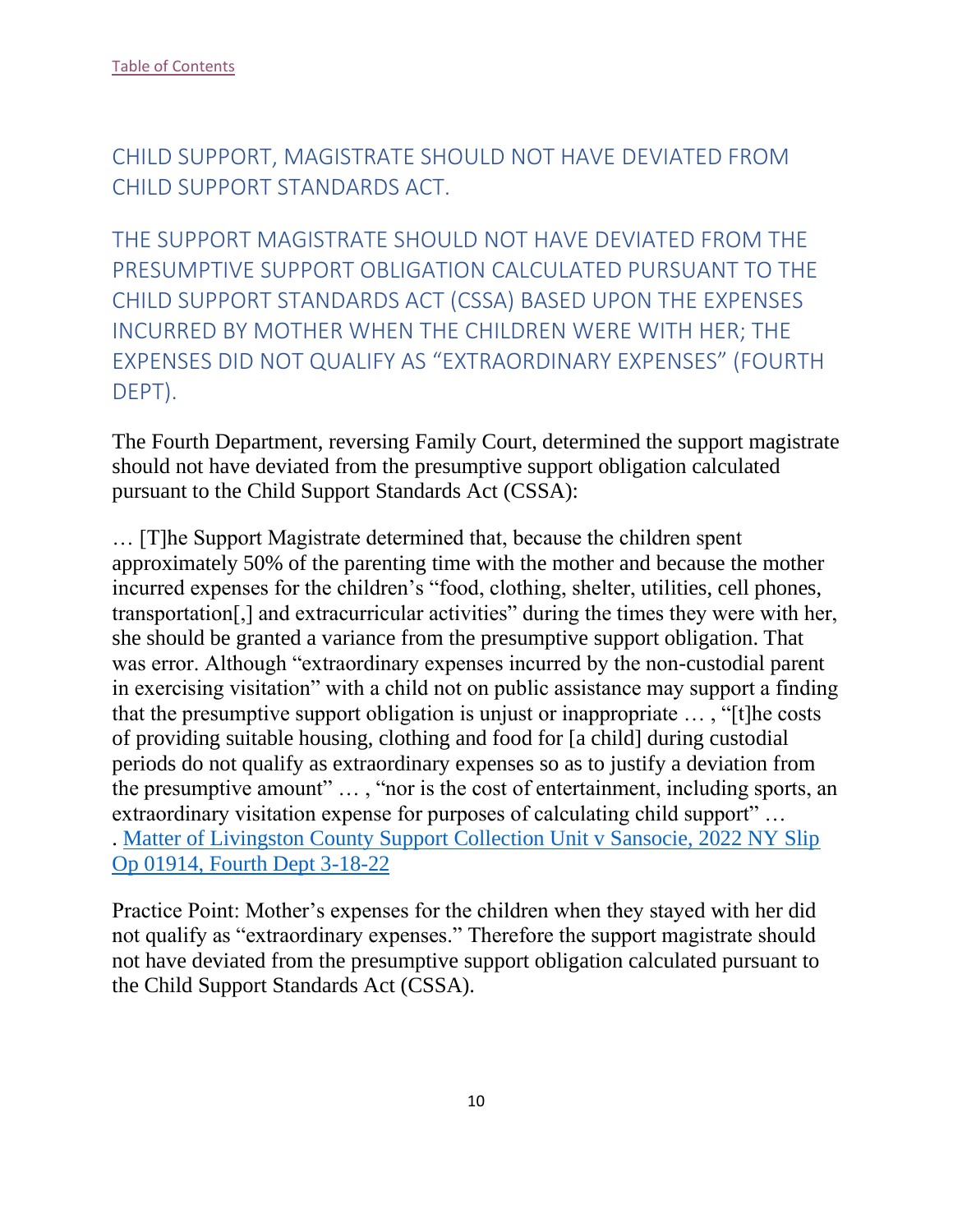Table of Contents

## CHILD SUPPORT, MAGISTRATE SHOULD NOT HAVE DEVIATED FROM CHILD SUPPORT STANDARDS ACT.

### THE SUPPORT MAGISTRATE SHOULD NOT HAVE DEVIATED FROM THE PRESUMPTIVE SUPPORT OBLIGATION CALCULATED PURSUANT TO THE CHILD SUPPORT STANDARDS ACT (CSSA) BASED UPON THE EXPENSES INCURRED BY MOTHER WHEN THE CHILDREN WERE WITH HER; THE EXPENSES DID NOT QUALIFY AS "EXTRAORDINARY EXPENSES" (FOURTH DEPT).

The Fourth Department, reversing Family Court, determined the support magistrate should not have deviated from the presumptive support obligation calculated pursuant to the Child Support Standards Act (CSSA):

… [T]he Support Magistrate determined that, because the children spent approximately 50% of the parenting time with the mother and because the mother incurred expenses for the children's "food, clothing, shelter, utilities, cell phones, transportation[,] and extracurricular activities" during the times they were with her, she should be granted a variance from the presumptive support obligation. That was error. Although "extraordinary expenses incurred by the non-custodial parent in exercising visitation" with a child not on public assistance may support a finding that the presumptive support obligation is unjust or inappropriate … , "[t]he costs of providing suitable housing, clothing and food for [a child] during custodial periods do not qualify as extraordinary expenses so as to justify a deviation from the presumptive amount" … , "nor is the cost of entertainment, including sports, an extraordinary visitation expense for purposes of calculating child support" … . Matter of Livingston County Support Collection Unit v Sansocie, 2022 NY Slip Op 01914, Fourth Dept 3-18-22

Practice Point: Mother's expenses for the children when they stayed with her did not qualify as "extraordinary expenses." Therefore the support magistrate should not have deviated from the presumptive support obligation calculated pursuant to the Child Support Standards Act (CSSA).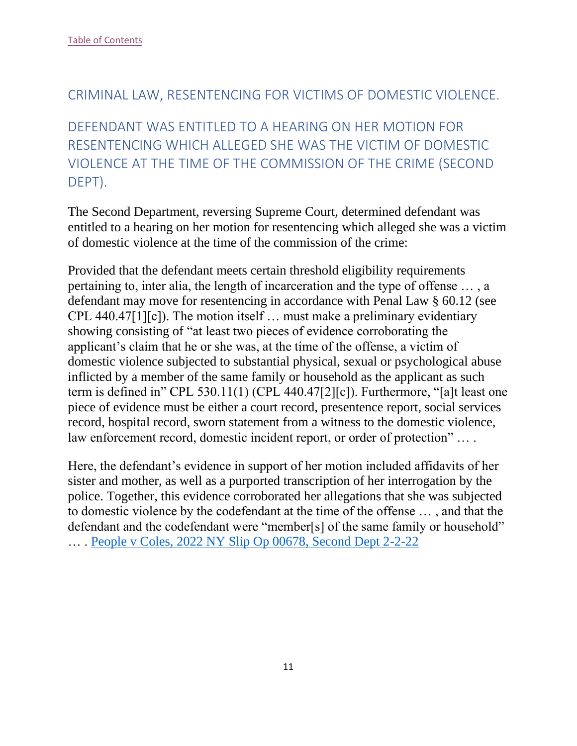Table of Contents

## CRIMINAL LAW, RESENTENCING FOR VICTIMS OF DOMESTIC VIOLENCE.

## DEFENDANT WAS ENTITLED TO A HEARING ON HER MOTION FOR RESENTENCING WHICH ALLEGED SHE WAS THE VICTIM OF DOMESTIC VIOLENCE AT THE TIME OF THE COMMISSION OF THE CRIME (SECOND DEPT).

The Second Department, reversing Supreme Court, determined defendant was entitled to a hearing on her motion for resentencing which alleged she was a victim of domestic violence at the time of the commission of the crime:

Provided that the defendant meets certain threshold eligibility requirements pertaining to, inter alia, the length of incarceration and the type of offense … , a defendant may move for resentencing in accordance with Penal Law § 60.12 (see CPL 440.47[1][c]). The motion itself … must make a preliminary evidentiary showing consisting of "at least two pieces of evidence corroborating the applicant's claim that he or she was, at the time of the offense, a victim of domestic violence subjected to substantial physical, sexual or psychological abuse inflicted by a member of the same family or household as the applicant as such term is defined in" CPL 530.11(1) (CPL 440.47[2][c]). Furthermore, "[a]t least one piece of evidence must be either a court record, presentence report, social services record, hospital record, sworn statement from a witness to the domestic violence, law enforcement record, domestic incident report, or order of protection" … .

Here, the defendant's evidence in support of her motion included affidavits of her sister and mother, as well as a purported transcription of her interrogation by the police. Together, this evidence corroborated her allegations that she was subjected to domestic violence by the codefendant at the time of the offense … , and that the defendant and the codefendant were "member[s] of the same family or household" … . People v Coles, 2022 NY Slip Op 00678, Second Dept 2-2-22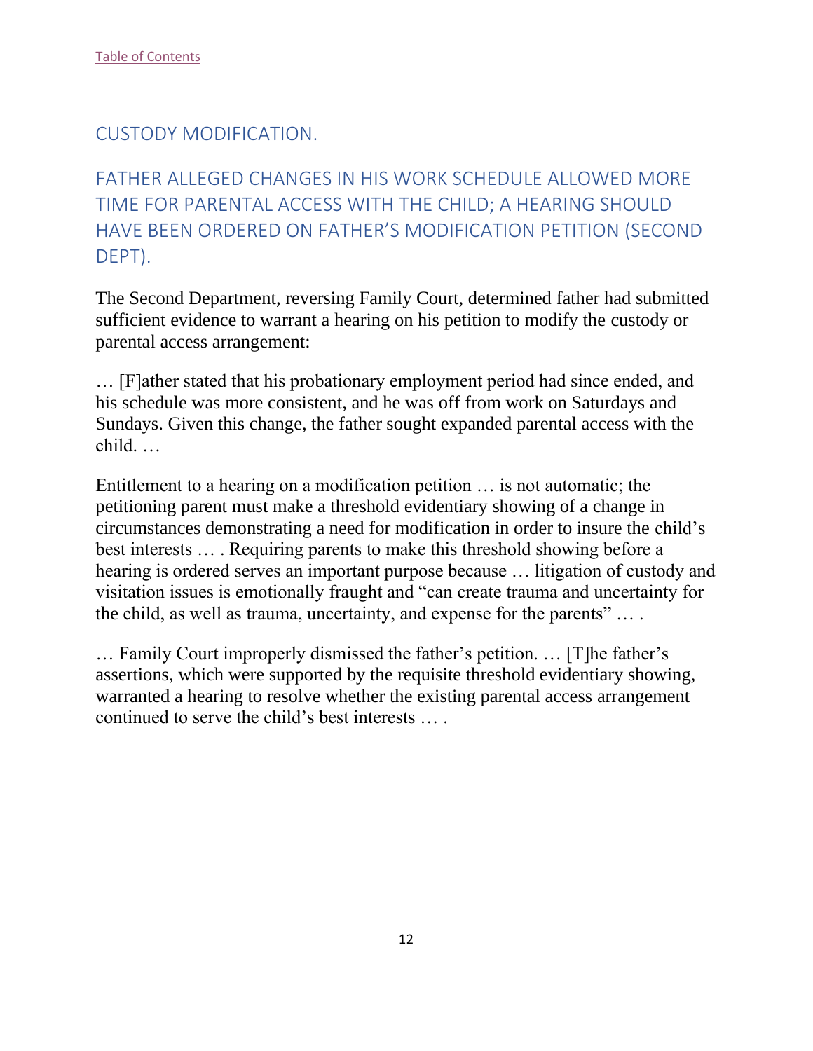[Table of Contents]

## CUSTODY MODIFICATION.

### FATHER ALLEGED CHANGES IN HIS WORK SCHEDULE ALLOWED MORE TIME FOR PARENTAL ACCESS WITH THE CHILD; A HEARING SHOULD HAVE BEEN ORDERED ON FATHER'S MODIFICATION PETITION (SECOND DEPT).

The Second Department, reversing Family Court, determined father had submitted sufficient evidence to warrant a hearing on his petition to modify the custody or parental access arrangement:

… [F]ather stated that his probationary employment period had since ended, and his schedule was more consistent, and he was off from work on Saturdays and Sundays. Given this change, the father sought expanded parental access with the child. …

Entitlement to a hearing on a modification petition … is not automatic; the petitioning parent must make a threshold evidentiary showing of a change in circumstances demonstrating a need for modification in order to insure the child's best interests … . Requiring parents to make this threshold showing before a hearing is ordered serves an important purpose because … litigation of custody and visitation issues is emotionally fraught and "can create trauma and uncertainty for the child, as well as trauma, uncertainty, and expense for the parents" … .

… Family Court improperly dismissed the father's petition. … [T]he father's assertions, which were supported by the requisite threshold evidentiary showing, warranted a hearing to resolve whether the existing parental access arrangement continued to serve the child's best interests … .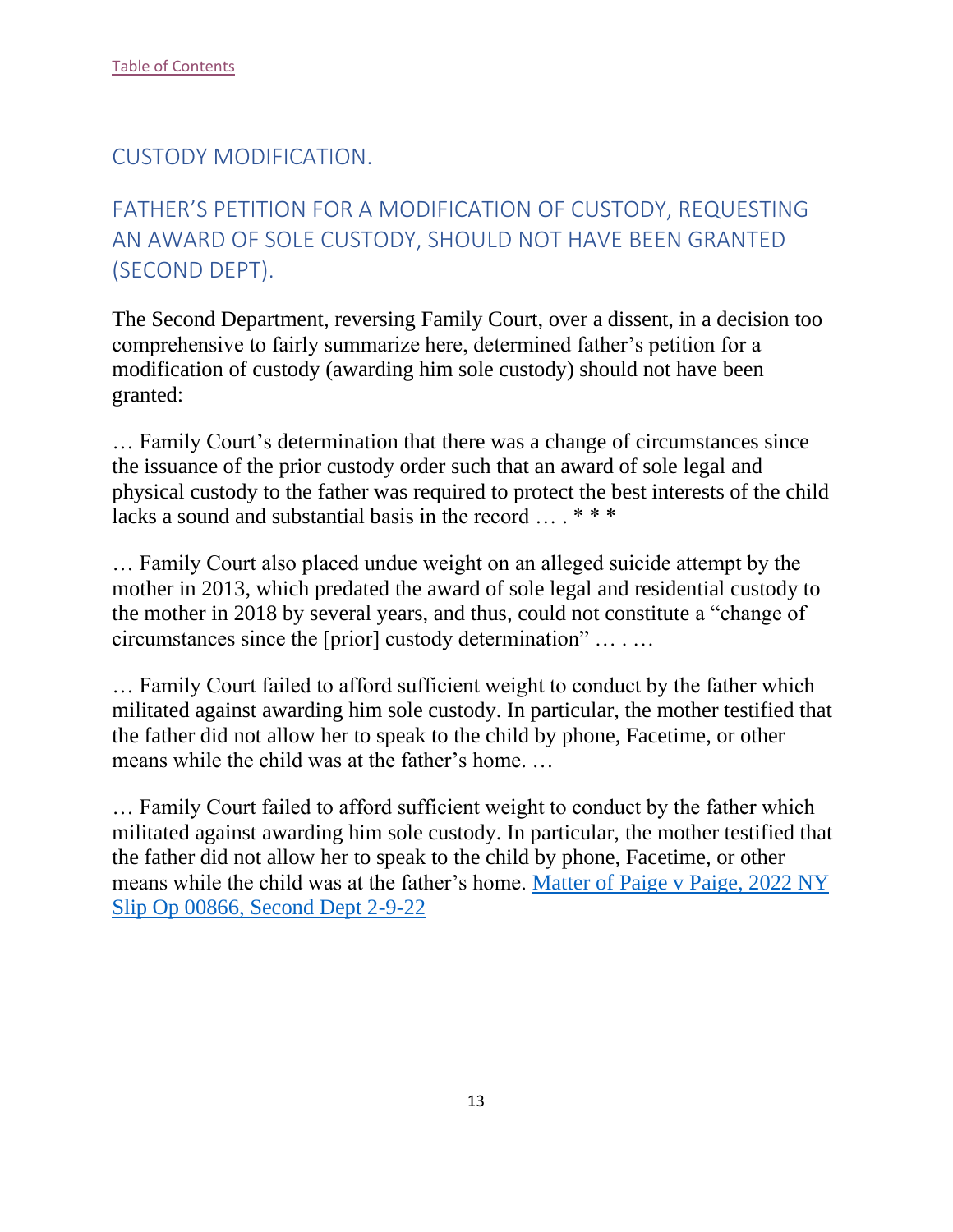[Table of Contents](#)

## CUSTODY MODIFICATION.

## FATHER'S PETITION FOR A MODIFICATION OF CUSTODY, REQUESTING AN AWARD OF SOLE CUSTODY, SHOULD NOT HAVE BEEN GRANTED (SECOND DEPT).

The Second Department, reversing Family Court, over a dissent, in a decision too comprehensive to fairly summarize here, determined father's petition for a modification of custody (awarding him sole custody) should not have been granted:

… Family Court's determination that there was a change of circumstances since the issuance of the prior custody order such that an award of sole legal and physical custody to the father was required to protect the best interests of the child lacks a sound and substantial basis in the record … . * * *

… Family Court also placed undue weight on an alleged suicide attempt by the mother in 2013, which predated the award of sole legal and residential custody to the mother in 2018 by several years, and thus, could not constitute a "change of circumstances since the [prior] custody determination" … . …

… Family Court failed to afford sufficient weight to conduct by the father which militated against awarding him sole custody. In particular, the mother testified that the father did not allow her to speak to the child by phone, Facetime, or other means while the child was at the father's home. …

… Family Court failed to afford sufficient weight to conduct by the father which militated against awarding him sole custody. In particular, the mother testified that the father did not allow her to speak to the child by phone, Facetime, or other means while the child was at the father's home. [Matter of Paige v Paige, 2022 NY Slip Op 00866, Second Dept 2-9-22](#)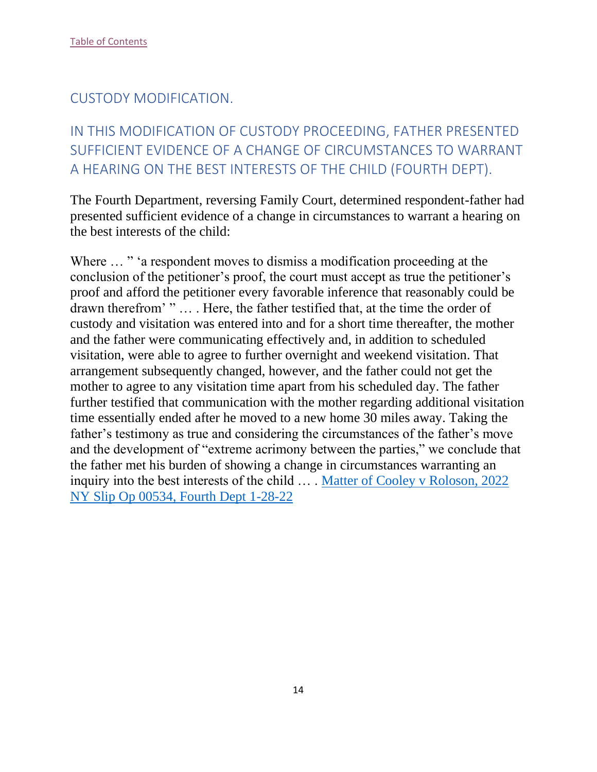[Table of Contents]

## CUSTODY MODIFICATION.

## IN THIS MODIFICATION OF CUSTODY PROCEEDING, FATHER PRESENTED SUFFICIENT EVIDENCE OF A CHANGE OF CIRCUMSTANCES TO WARRANT A HEARING ON THE BEST INTERESTS OF THE CHILD (FOURTH DEPT).

The Fourth Department, reversing Family Court, determined respondent-father had presented sufficient evidence of a change in circumstances to warrant a hearing on the best interests of the child:

Where … " 'a respondent moves to dismiss a modification proceeding at the conclusion of the petitioner's proof, the court must accept as true the petitioner's proof and afford the petitioner every favorable inference that reasonably could be drawn therefrom' " … . Here, the father testified that, at the time the order of custody and visitation was entered into and for a short time thereafter, the mother and the father were communicating effectively and, in addition to scheduled visitation, were able to agree to further overnight and weekend visitation. That arrangement subsequently changed, however, and the father could not get the mother to agree to any visitation time apart from his scheduled day. The father further testified that communication with the mother regarding additional visitation time essentially ended after he moved to a new home 30 miles away. Taking the father's testimony as true and considering the circumstances of the father's move and the development of "extreme acrimony between the parties," we conclude that the father met his burden of showing a change in circumstances warranting an inquiry into the best interests of the child … . [Matter of Cooley v Roloson, 2022 NY Slip Op 00534, Fourth Dept 1-28-22]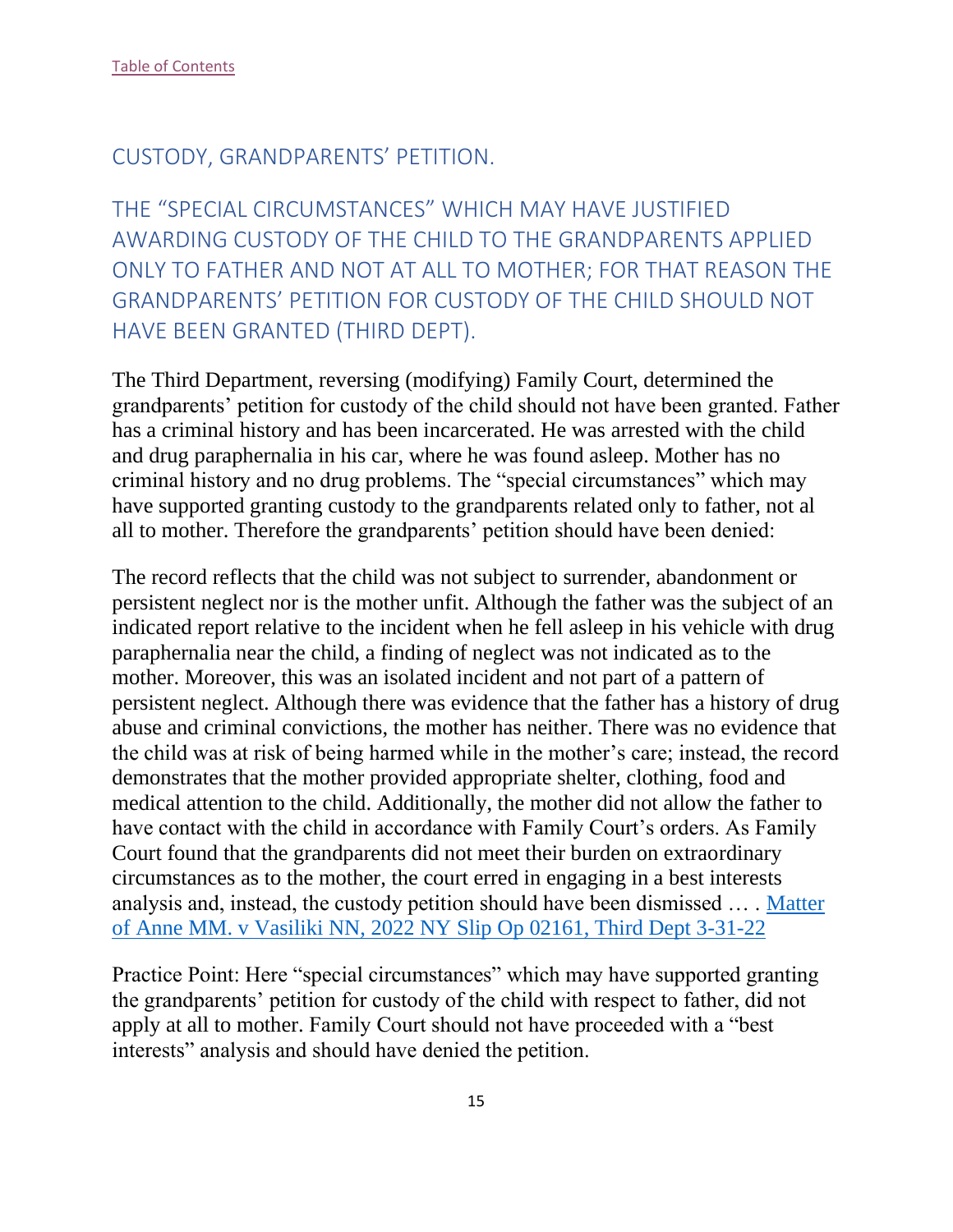[Table of Contents](#)

## CUSTODY, GRANDPARENTS' PETITION.

## THE "SPECIAL CIRCUMSTANCES" WHICH MAY HAVE JUSTIFIED AWARDING CUSTODY OF THE CHILD TO THE GRANDPARENTS APPLIED ONLY TO FATHER AND NOT AT ALL TO MOTHER; FOR THAT REASON THE GRANDPARENTS' PETITION FOR CUSTODY OF THE CHILD SHOULD NOT HAVE BEEN GRANTED (THIRD DEPT).

The Third Department, reversing (modifying) Family Court, determined the grandparents' petition for custody of the child should not have been granted. Father has a criminal history and has been incarcerated. He was arrested with the child and drug paraphernalia in his car, where he was found asleep. Mother has no criminal history and no drug problems. The "special circumstances" which may have supported granting custody to the grandparents related only to father, not al all to mother. Therefore the grandparents' petition should have been denied:

The record reflects that the child was not subject to surrender, abandonment or persistent neglect nor is the mother unfit. Although the father was the subject of an indicated report relative to the incident when he fell asleep in his vehicle with drug paraphernalia near the child, a finding of neglect was not indicated as to the mother. Moreover, this was an isolated incident and not part of a pattern of persistent neglect. Although there was evidence that the father has a history of drug abuse and criminal convictions, the mother has neither. There was no evidence that the child was at risk of being harmed while in the mother's care; instead, the record demonstrates that the mother provided appropriate shelter, clothing, food and medical attention to the child. Additionally, the mother did not allow the father to have contact with the child in accordance with Family Court's orders. As Family Court found that the grandparents did not meet their burden on extraordinary circumstances as to the mother, the court erred in engaging in a best interests analysis and, instead, the custody petition should have been dismissed … . [Matter of Anne MM. v Vasiliki NN, 2022 NY Slip Op 02161, Third Dept 3-31-22](#)

Practice Point: Here "special circumstances" which may have supported granting the grandparents' petition for custody of the child with respect to father, did not apply at all to mother. Family Court should not have proceeded with a "best interests" analysis and should have denied the petition.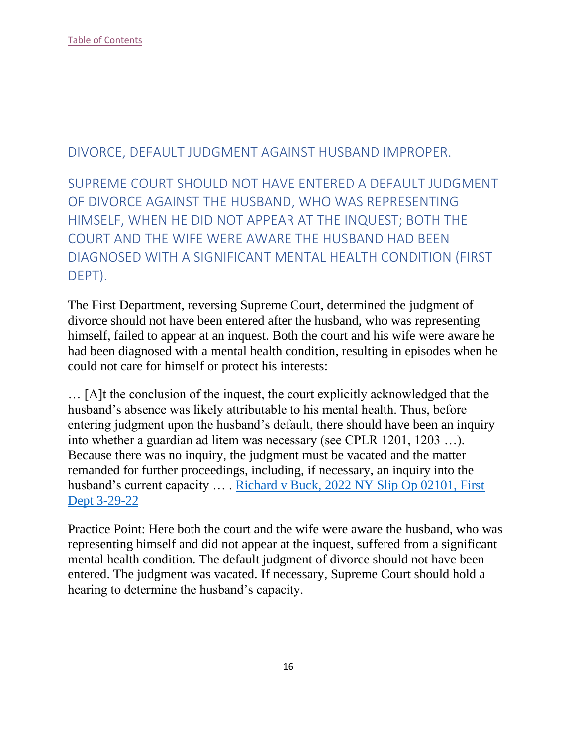[Table of Contents](#)

## DIVORCE, DEFAULT JUDGMENT AGAINST HUSBAND IMPROPER.

### SUPREME COURT SHOULD NOT HAVE ENTERED A DEFAULT JUDGMENT OF DIVORCE AGAINST THE HUSBAND, WHO WAS REPRESENTING HIMSELF, WHEN HE DID NOT APPEAR AT THE INQUEST; BOTH THE COURT AND THE WIFE WERE AWARE THE HUSBAND HAD BEEN DIAGNOSED WITH A SIGNIFICANT MENTAL HEALTH CONDITION (FIRST DEPT).

The First Department, reversing Supreme Court, determined the judgment of divorce should not have been entered after the husband, who was representing himself, failed to appear at an inquest. Both the court and his wife were aware he had been diagnosed with a mental health condition, resulting in episodes when he could not care for himself or protect his interests:

… [A]t the conclusion of the inquest, the court explicitly acknowledged that the husband's absence was likely attributable to his mental health. Thus, before entering judgment upon the husband's default, there should have been an inquiry into whether a guardian ad litem was necessary (see CPLR 1201, 1203 …). Because there was no inquiry, the judgment must be vacated and the matter remanded for further proceedings, including, if necessary, an inquiry into the husband's current capacity … . [Richard v Buck, 2022 NY Slip Op 02101, First Dept 3-29-22](#)

Practice Point: Here both the court and the wife were aware the husband, who was representing himself and did not appear at the inquest, suffered from a significant mental health condition. The default judgment of divorce should not have been entered. The judgment was vacated. If necessary, Supreme Court should hold a hearing to determine the husband's capacity.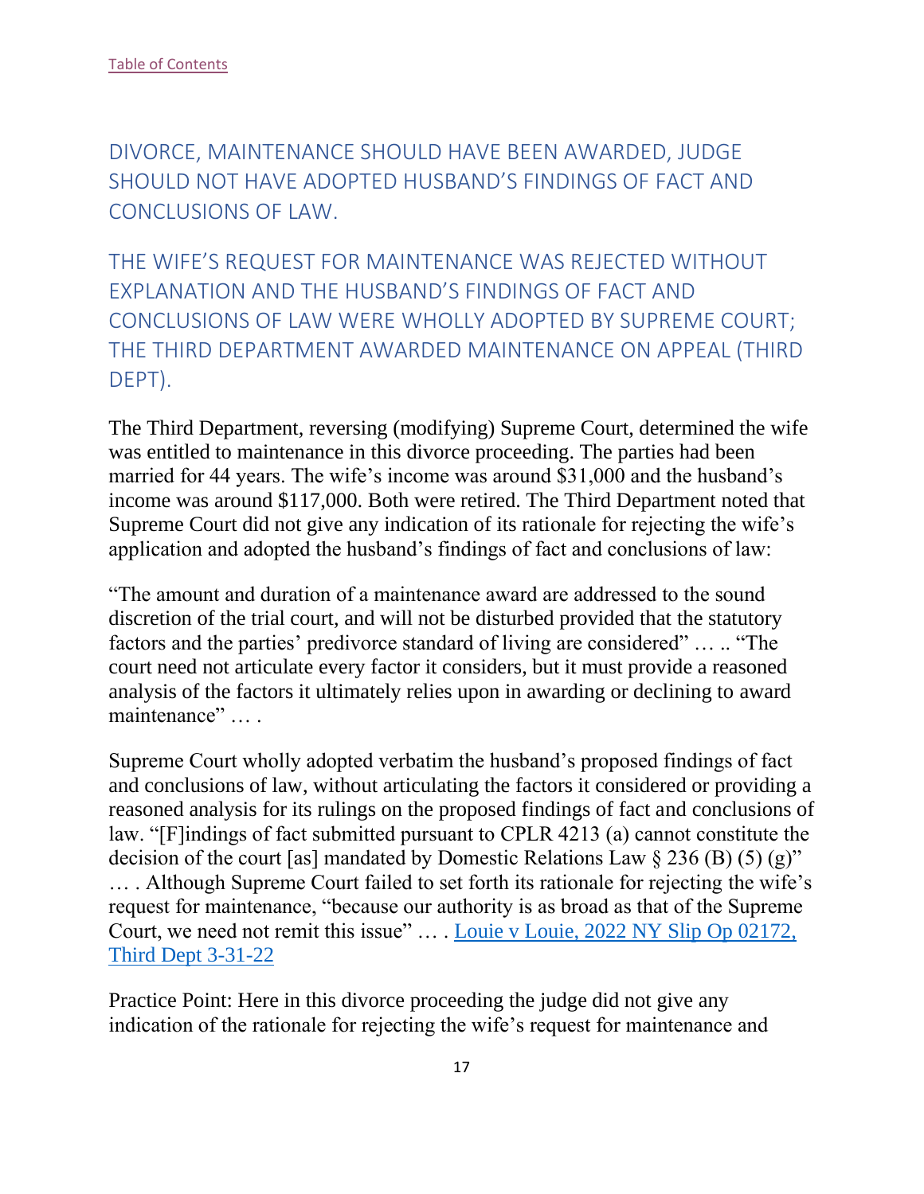[Table of Contents](#)

## DIVORCE, MAINTENANCE SHOULD HAVE BEEN AWARDED, JUDGE SHOULD NOT HAVE ADOPTED HUSBAND'S FINDINGS OF FACT AND CONCLUSIONS OF LAW.

## THE WIFE'S REQUEST FOR MAINTENANCE WAS REJECTED WITHOUT EXPLANATION AND THE HUSBAND'S FINDINGS OF FACT AND CONCLUSIONS OF LAW WERE WHOLLY ADOPTED BY SUPREME COURT; THE THIRD DEPARTMENT AWARDED MAINTENANCE ON APPEAL (THIRD DEPT).

The Third Department, reversing (modifying) Supreme Court, determined the wife was entitled to maintenance in this divorce proceeding. The parties had been married for 44 years. The wife's income was around $31,000 and the husband's income was around $117,000. Both were retired. The Third Department noted that Supreme Court did not give any indication of its rationale for rejecting the wife's application and adopted the husband's findings of fact and conclusions of law:

"The amount and duration of a maintenance award are addressed to the sound discretion of the trial court, and will not be disturbed provided that the statutory factors and the parties' predivorce standard of living are considered" … .. "The court need not articulate every factor it considers, but it must provide a reasoned analysis of the factors it ultimately relies upon in awarding or declining to award maintenance" … .

Supreme Court wholly adopted verbatim the husband's proposed findings of fact and conclusions of law, without articulating the factors it considered or providing a reasoned analysis for its rulings on the proposed findings of fact and conclusions of law. "[F]indings of fact submitted pursuant to CPLR 4213 (a) cannot constitute the decision of the court [as] mandated by Domestic Relations Law § 236 (B) (5) (g)" … . Although Supreme Court failed to set forth its rationale for rejecting the wife's request for maintenance, "because our authority is as broad as that of the Supreme Court, we need not remit this issue" … . [Louie v Louie, 2022 NY Slip Op 02172, Third Dept 3-31-22](#)

Practice Point: Here in this divorce proceeding the judge did not give any indication of the rationale for rejecting the wife's request for maintenance and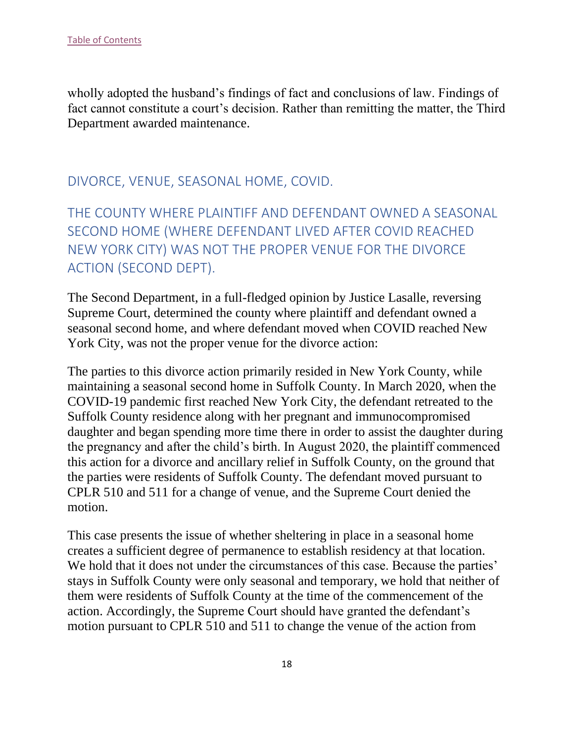wholly adopted the husband's findings of fact and conclusions of law. Findings of fact cannot constitute a court's decision. Rather than remitting the matter, the Third Department awarded maintenance.

## DIVORCE, VENUE, SEASONAL HOME, COVID.

## THE COUNTY WHERE PLAINTIFF AND DEFENDANT OWNED A SEASONAL SECOND HOME (WHERE DEFENDANT LIVED AFTER COVID REACHED NEW YORK CITY) WAS NOT THE PROPER VENUE FOR THE DIVORCE ACTION (SECOND DEPT).

The Second Department, in a full-fledged opinion by Justice Lasalle, reversing Supreme Court, determined the county where plaintiff and defendant owned a seasonal second home, and where defendant moved when COVID reached New York City, was not the proper venue for the divorce action:

The parties to this divorce action primarily resided in New York County, while maintaining a seasonal second home in Suffolk County. In March 2020, when the COVID-19 pandemic first reached New York City, the defendant retreated to the Suffolk County residence along with her pregnant and immunocompromised daughter and began spending more time there in order to assist the daughter during the pregnancy and after the child's birth. In August 2020, the plaintiff commenced this action for a divorce and ancillary relief in Suffolk County, on the ground that the parties were residents of Suffolk County. The defendant moved pursuant to CPLR 510 and 511 for a change of venue, and the Supreme Court denied the motion.

This case presents the issue of whether sheltering in place in a seasonal home creates a sufficient degree of permanence to establish residency at that location. We hold that it does not under the circumstances of this case. Because the parties' stays in Suffolk County were only seasonal and temporary, we hold that neither of them were residents of Suffolk County at the time of the commencement of the action. Accordingly, the Supreme Court should have granted the defendant's motion pursuant to CPLR 510 and 511 to change the venue of the action from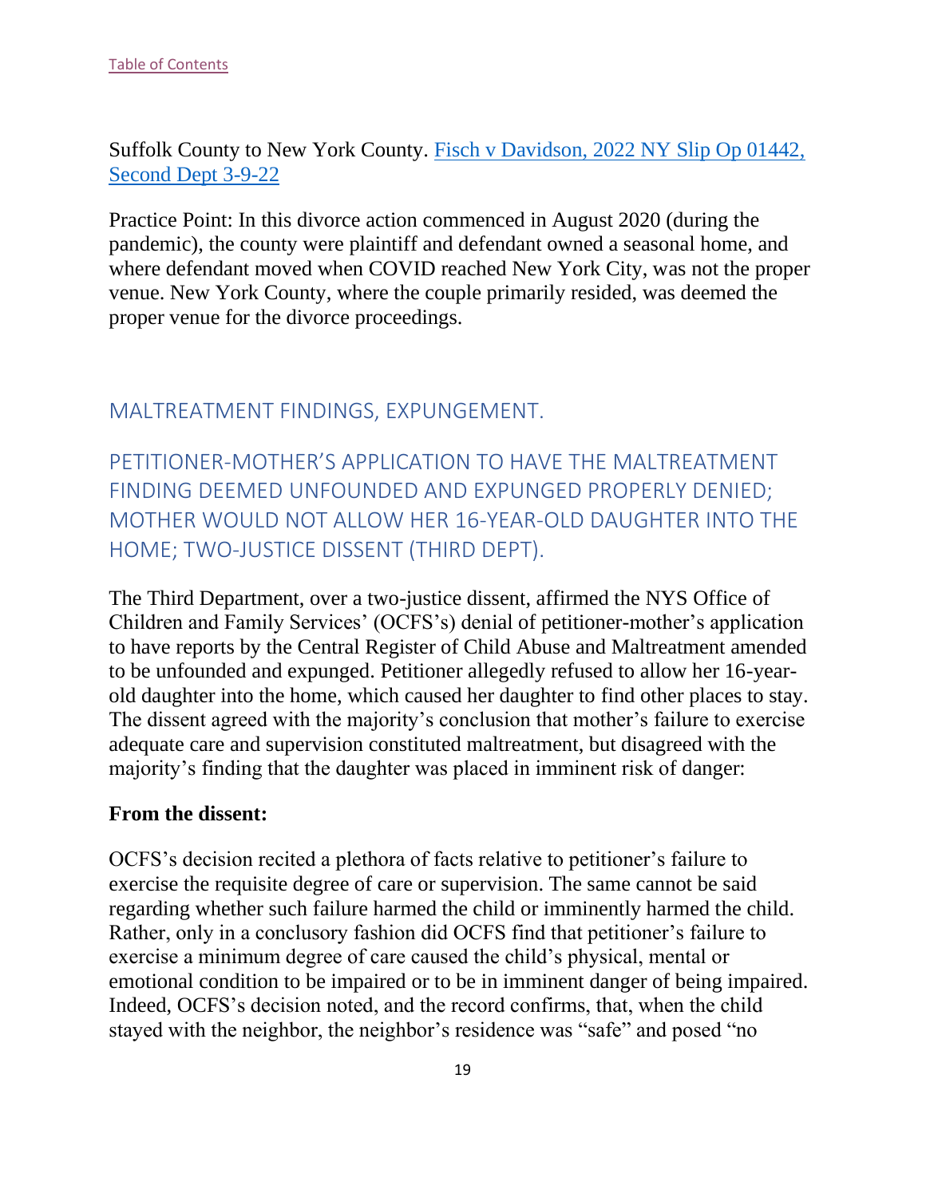Suffolk County to New York County. [Fisch v Davidson, 2022 NY Slip Op 01442, Second Dept 3-9-22]()

Practice Point: In this divorce action commenced in August 2020 (during the pandemic), the county were plaintiff and defendant owned a seasonal home, and where defendant moved when COVID reached New York City, was not the proper venue. New York County, where the couple primarily resided, was deemed the proper venue for the divorce proceedings.

## MALTREATMENT FINDINGS, EXPUNGEMENT.

## PETITIONER-MOTHER'S APPLICATION TO HAVE THE MALTREATMENT FINDING DEEMED UNFOUNDED AND EXPUNGED PROPERLY DENIED; MOTHER WOULD NOT ALLOW HER 16-YEAR-OLD DAUGHTER INTO THE HOME; TWO-JUSTICE DISSENT (THIRD DEPT).

The Third Department, over a two-justice dissent, affirmed the NYS Office of Children and Family Services' (OCFS's) denial of petitioner-mother's application to have reports by the Central Register of Child Abuse and Maltreatment amended to be unfounded and expunged. Petitioner allegedly refused to allow her 16-year-old daughter into the home, which caused her daughter to find other places to stay. The dissent agreed with the majority's conclusion that mother's failure to exercise adequate care and supervision constituted maltreatment, but disagreed with the majority's finding that the daughter was placed in imminent risk of danger:

**From the dissent:**

OCFS's decision recited a plethora of facts relative to petitioner's failure to exercise the requisite degree of care or supervision. The same cannot be said regarding whether such failure harmed the child or imminently harmed the child. Rather, only in a conclusory fashion did OCFS find that petitioner's failure to exercise a minimum degree of care caused the child's physical, mental or emotional condition to be impaired or to be in imminent danger of being impaired. Indeed, OCFS's decision noted, and the record confirms, that, when the child stayed with the neighbor, the neighbor's residence was "safe" and posed "no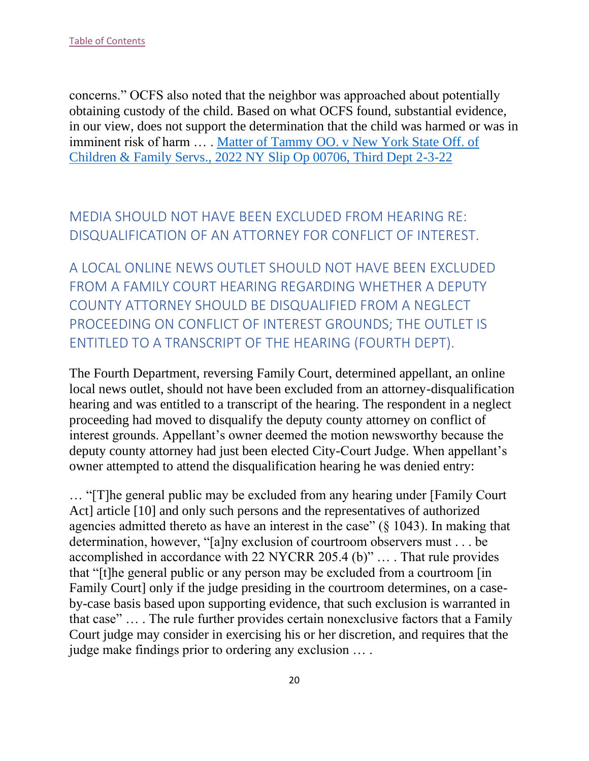concerns." OCFS also noted that the neighbor was approached about potentially obtaining custody of the child. Based on what OCFS found, substantial evidence, in our view, does not support the determination that the child was harmed or was in imminent risk of harm … . [Matter of Tammy OO. v New York State Off. of Children & Family Servs., 2022 NY Slip Op 00706, Third Dept 2-3-22]

## MEDIA SHOULD NOT HAVE BEEN EXCLUDED FROM HEARING RE: DISQUALIFICATION OF AN ATTORNEY FOR CONFLICT OF INTEREST.

## A LOCAL ONLINE NEWS OUTLET SHOULD NOT HAVE BEEN EXCLUDED FROM A FAMILY COURT HEARING REGARDING WHETHER A DEPUTY COUNTY ATTORNEY SHOULD BE DISQUALIFIED FROM A NEGLECT PROCEEDING ON CONFLICT OF INTEREST GROUNDS; THE OUTLET IS ENTITLED TO A TRANSCRIPT OF THE HEARING (FOURTH DEPT).

The Fourth Department, reversing Family Court, determined appellant, an online local news outlet, should not have been excluded from an attorney-disqualification hearing and was entitled to a transcript of the hearing. The respondent in a neglect proceeding had moved to disqualify the deputy county attorney on conflict of interest grounds. Appellant's owner deemed the motion newsworthy because the deputy county attorney had just been elected City-Court Judge. When appellant's owner attempted to attend the disqualification hearing he was denied entry:

… "[T]he general public may be excluded from any hearing under [Family Court Act] article [10] and only such persons and the representatives of authorized agencies admitted thereto as have an interest in the case" (§ 1043). In making that determination, however, "[a]ny exclusion of courtroom observers must . . . be accomplished in accordance with 22 NYCRR 205.4 (b)" … . That rule provides that "[t]he general public or any person may be excluded from a courtroom [in Family Court] only if the judge presiding in the courtroom determines, on a case-by-case basis based upon supporting evidence, that such exclusion is warranted in that case" … . The rule further provides certain nonexclusive factors that a Family Court judge may consider in exercising his or her discretion, and requires that the judge make findings prior to ordering any exclusion … .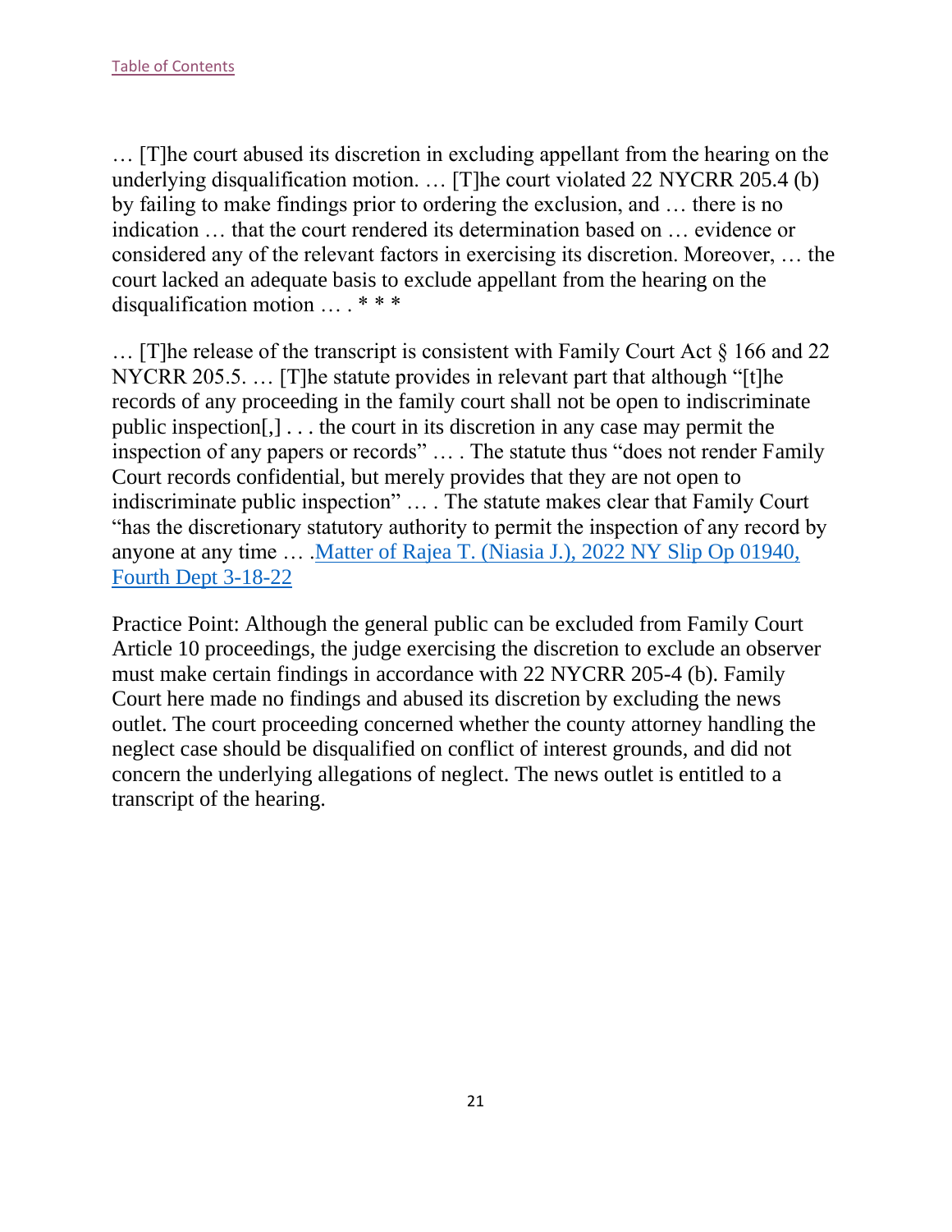[Table of Contents](#)

… [T]he court abused its discretion in excluding appellant from the hearing on the underlying disqualification motion. … [T]he court violated 22 NYCRR 205.4 (b) by failing to make findings prior to ordering the exclusion, and … there is no indication … that the court rendered its determination based on … evidence or considered any of the relevant factors in exercising its discretion. Moreover, … the court lacked an adequate basis to exclude appellant from the hearing on the disqualification motion … . * * *

… [T]he release of the transcript is consistent with Family Court Act § 166 and 22 NYCRR 205.5. … [T]he statute provides in relevant part that although "[t]he records of any proceeding in the family court shall not be open to indiscriminate public inspection[,] . . . the court in its discretion in any case may permit the inspection of any papers or records" … . The statute thus "does not render Family Court records confidential, but merely provides that they are not open to indiscriminate public inspection" … . The statute makes clear that Family Court "has the discretionary statutory authority to permit the inspection of any record by anyone at any time … .[Matter of Rajea T. (Niasia J.), 2022 NY Slip Op 01940, Fourth Dept 3-18-22](#)

Practice Point: Although the general public can be excluded from Family Court Article 10 proceedings, the judge exercising the discretion to exclude an observer must make certain findings in accordance with 22 NYCRR 205-4 (b). Family Court here made no findings and abused its discretion by excluding the news outlet. The court proceeding concerned whether the county attorney handling the neglect case should be disqualified on conflict of interest grounds, and did not concern the underlying allegations of neglect. The news outlet is entitled to a transcript of the hearing.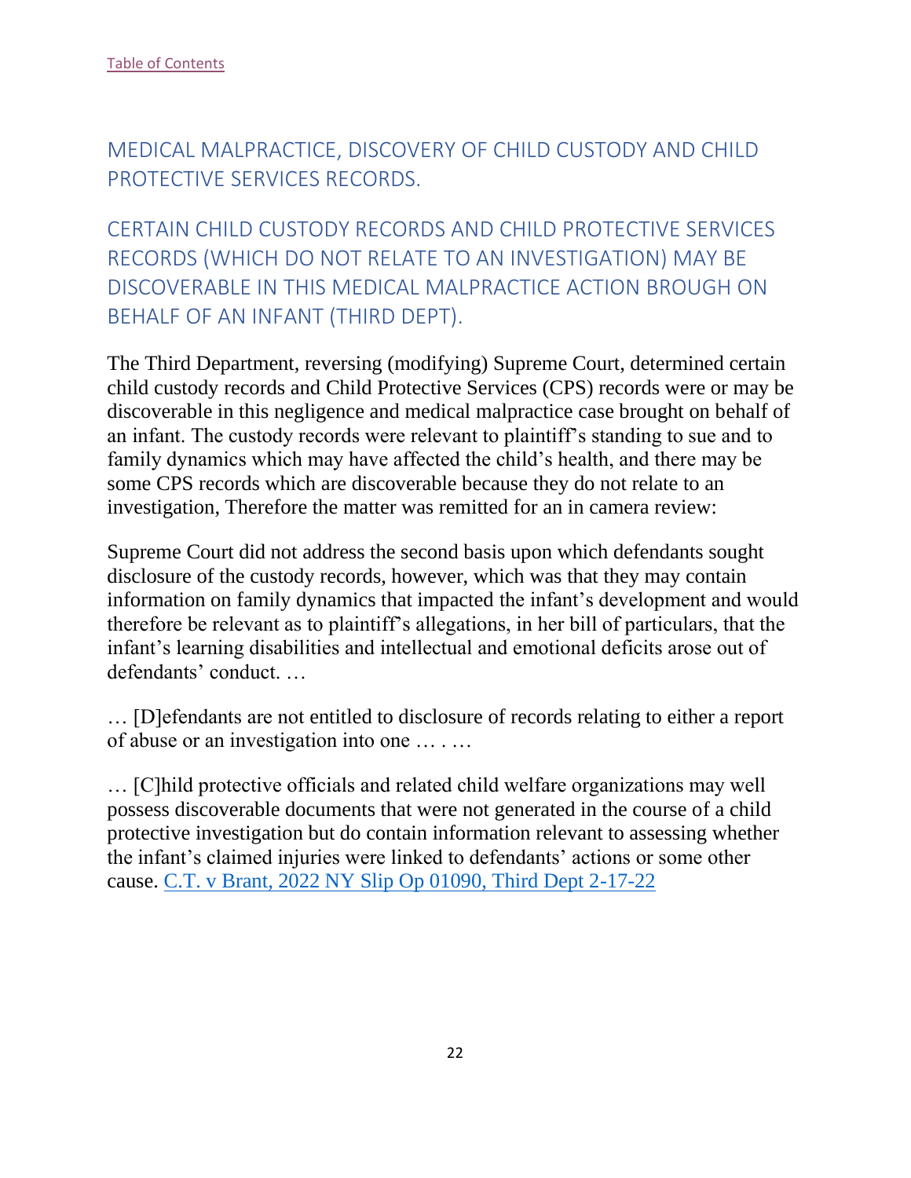[Table of Contents](#)

## MEDICAL MALPRACTICE, DISCOVERY OF CHILD CUSTODY AND CHILD PROTECTIVE SERVICES RECORDS.

## CERTAIN CHILD CUSTODY RECORDS AND CHILD PROTECTIVE SERVICES RECORDS (WHICH DO NOT RELATE TO AN INVESTIGATION) MAY BE DISCOVERABLE IN THIS MEDICAL MALPRACTICE ACTION BROUGH ON BEHALF OF AN INFANT (THIRD DEPT).

The Third Department, reversing (modifying) Supreme Court, determined certain child custody records and Child Protective Services (CPS) records were or may be discoverable in this negligence and medical malpractice case brought on behalf of an infant. The custody records were relevant to plaintiff's standing to sue and to family dynamics which may have affected the child's health, and there may be some CPS records which are discoverable because they do not relate to an investigation, Therefore the matter was remitted for an in camera review:

Supreme Court did not address the second basis upon which defendants sought disclosure of the custody records, however, which was that they may contain information on family dynamics that impacted the infant's development and would therefore be relevant as to plaintiff's allegations, in her bill of particulars, that the infant's learning disabilities and intellectual and emotional deficits arose out of defendants' conduct. …

… [D]efendants are not entitled to disclosure of records relating to either a report of abuse or an investigation into one … . …

… [C]hild protective officials and related child welfare organizations may well possess discoverable documents that were not generated in the course of a child protective investigation but do contain information relevant to assessing whether the infant's claimed injuries were linked to defendants' actions or some other cause. [C.T. v Brant, 2022 NY Slip Op 01090, Third Dept 2-17-22](#)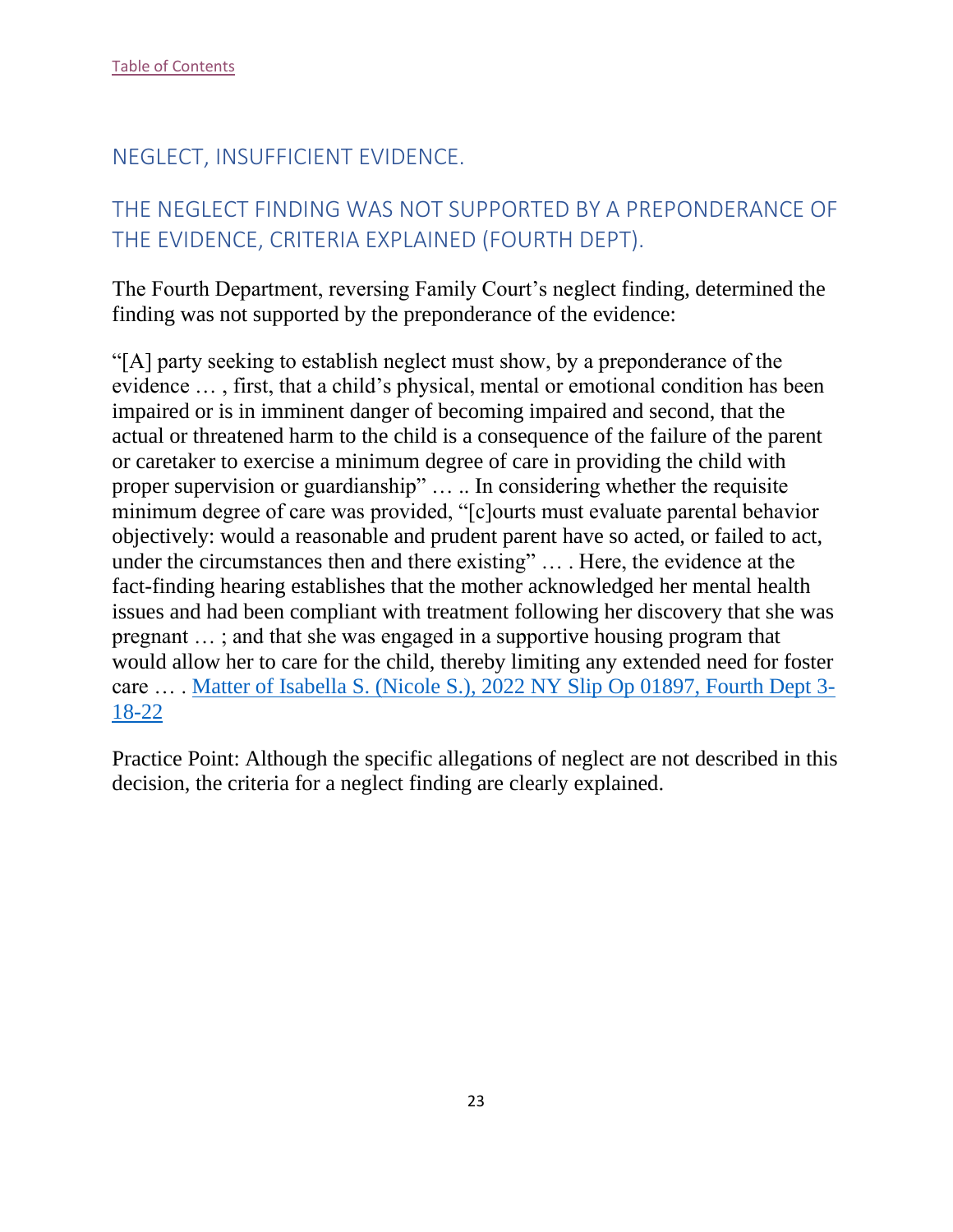[Table of Contents](#)

## NEGLECT, INSUFFICIENT EVIDENCE.

## THE NEGLECT FINDING WAS NOT SUPPORTED BY A PREPONDERANCE OF THE EVIDENCE, CRITERIA EXPLAINED (FOURTH DEPT).

The Fourth Department, reversing Family Court's neglect finding, determined the finding was not supported by the preponderance of the evidence:

"[A] party seeking to establish neglect must show, by a preponderance of the evidence … , first, that a child's physical, mental or emotional condition has been impaired or is in imminent danger of becoming impaired and second, that the actual or threatened harm to the child is a consequence of the failure of the parent or caretaker to exercise a minimum degree of care in providing the child with proper supervision or guardianship" … .. In considering whether the requisite minimum degree of care was provided, "[c]ourts must evaluate parental behavior objectively: would a reasonable and prudent parent have so acted, or failed to act, under the circumstances then and there existing" … . Here, the evidence at the fact-finding hearing establishes that the mother acknowledged her mental health issues and had been compliant with treatment following her discovery that she was pregnant … ; and that she was engaged in a supportive housing program that would allow her to care for the child, thereby limiting any extended need for foster care … . [Matter of Isabella S. (Nicole S.), 2022 NY Slip Op 01897, Fourth Dept 3-18-22](#)

Practice Point: Although the specific allegations of neglect are not described in this decision, the criteria for a neglect finding are clearly explained.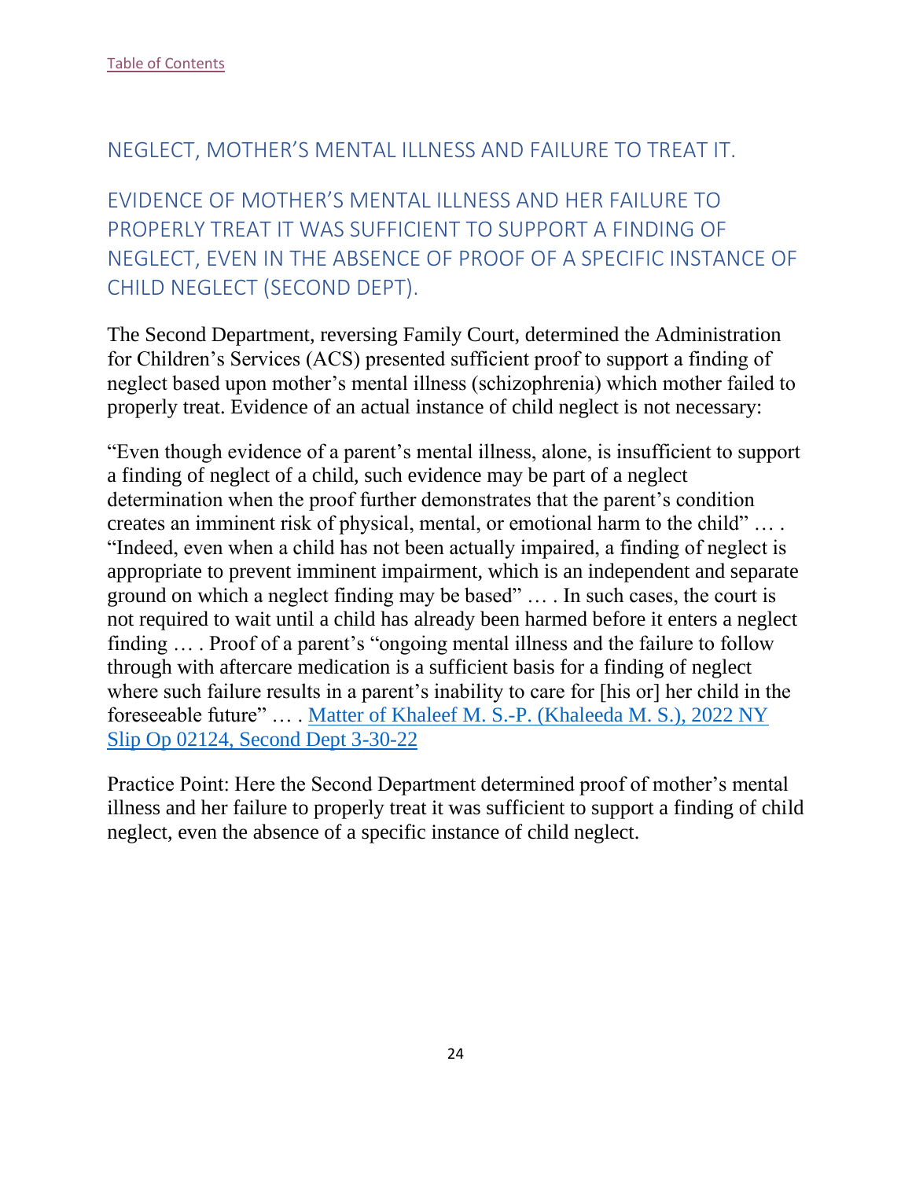Table of Contents

## NEGLECT, MOTHER'S MENTAL ILLNESS AND FAILURE TO TREAT IT.

## EVIDENCE OF MOTHER'S MENTAL ILLNESS AND HER FAILURE TO PROPERLY TREAT IT WAS SUFFICIENT TO SUPPORT A FINDING OF NEGLECT, EVEN IN THE ABSENCE OF PROOF OF A SPECIFIC INSTANCE OF CHILD NEGLECT (SECOND DEPT).

The Second Department, reversing Family Court, determined the Administration for Children's Services (ACS) presented sufficient proof to support a finding of neglect based upon mother's mental illness (schizophrenia) which mother failed to properly treat. Evidence of an actual instance of child neglect is not necessary:

"Even though evidence of a parent's mental illness, alone, is insufficient to support a finding of neglect of a child, such evidence may be part of a neglect determination when the proof further demonstrates that the parent's condition creates an imminent risk of physical, mental, or emotional harm to the child" … . "Indeed, even when a child has not been actually impaired, a finding of neglect is appropriate to prevent imminent impairment, which is an independent and separate ground on which a neglect finding may be based" … . In such cases, the court is not required to wait until a child has already been harmed before it enters a neglect finding … . Proof of a parent's "ongoing mental illness and the failure to follow through with aftercare medication is a sufficient basis for a finding of neglect where such failure results in a parent's inability to care for [his or] her child in the foreseeable future" … . Matter of Khaleef M. S.-P. (Khaleeda M. S.), 2022 NY Slip Op 02124, Second Dept 3-30-22

Practice Point: Here the Second Department determined proof of mother's mental illness and her failure to properly treat it was sufficient to support a finding of child neglect, even the absence of a specific instance of child neglect.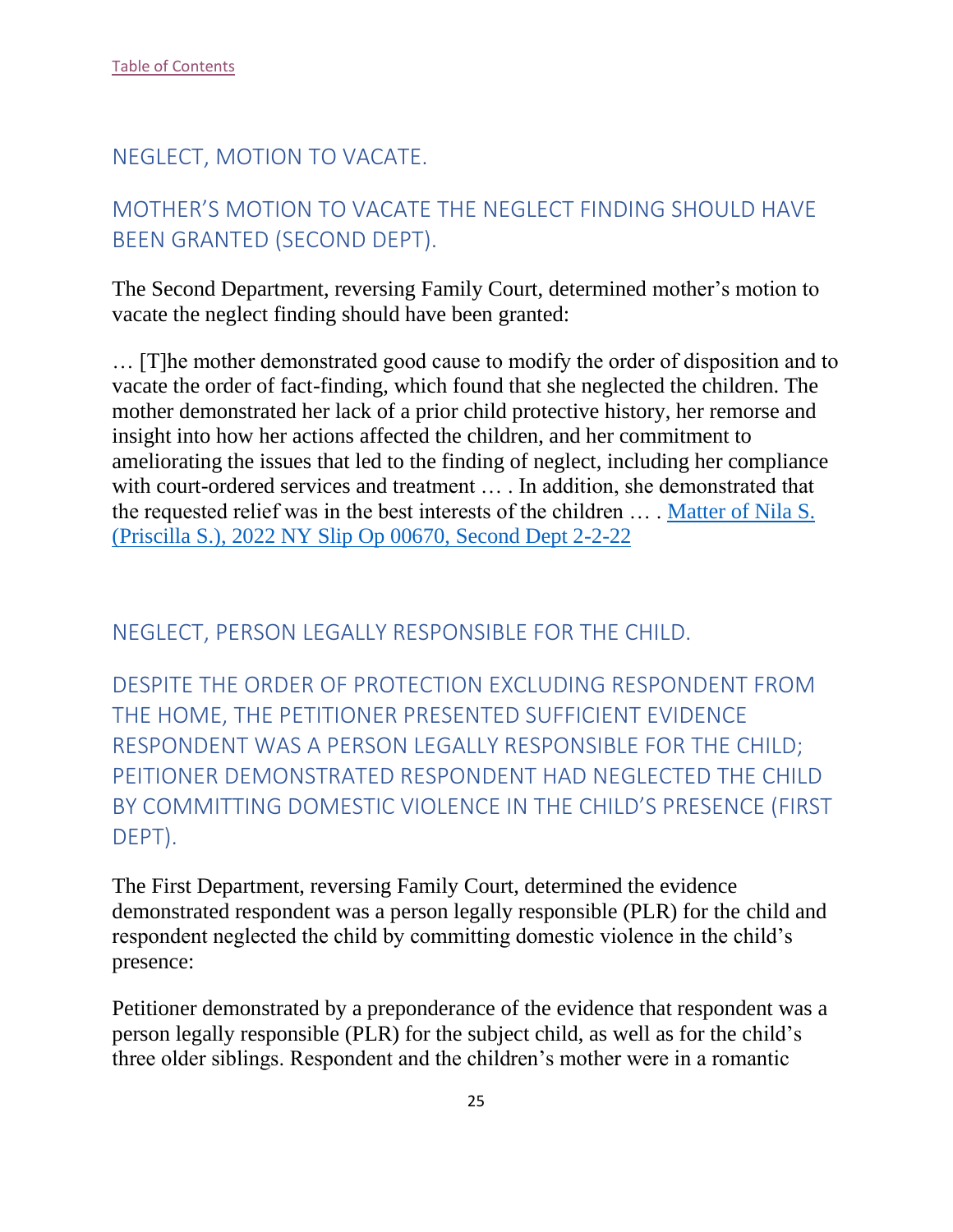[Table of Contents](#)

## NEGLECT, MOTION TO VACATE.

### MOTHER'S MOTION TO VACATE THE NEGLECT FINDING SHOULD HAVE BEEN GRANTED (SECOND DEPT).

The Second Department, reversing Family Court, determined mother's motion to vacate the neglect finding should have been granted:

… [T]he mother demonstrated good cause to modify the order of disposition and to vacate the order of fact-finding, which found that she neglected the children. The mother demonstrated her lack of a prior child protective history, her remorse and insight into how her actions affected the children, and her commitment to ameliorating the issues that led to the finding of neglect, including her compliance with court-ordered services and treatment … . In addition, she demonstrated that the requested relief was in the best interests of the children … . [Matter of Nila S. (Priscilla S.), 2022 NY Slip Op 00670, Second Dept 2-2-22](#)

## NEGLECT, PERSON LEGALLY RESPONSIBLE FOR THE CHILD.

### DESPITE THE ORDER OF PROTECTION EXCLUDING RESPONDENT FROM THE HOME, THE PETITIONER PRESENTED SUFFICIENT EVIDENCE RESPONDENT WAS A PERSON LEGALLY RESPONSIBLE FOR THE CHILD; PEITIONER DEMONSTRATED RESPONDENT HAD NEGLECTED THE CHILD BY COMMITTING DOMESTIC VIOLENCE IN THE CHILD'S PRESENCE (FIRST DEPT).

The First Department, reversing Family Court, determined the evidence demonstrated respondent was a person legally responsible (PLR) for the child and respondent neglected the child by committing domestic violence in the child's presence:

Petitioner demonstrated by a preponderance of the evidence that respondent was a person legally responsible (PLR) for the subject child, as well as for the child's three older siblings. Respondent and the children's mother were in a romantic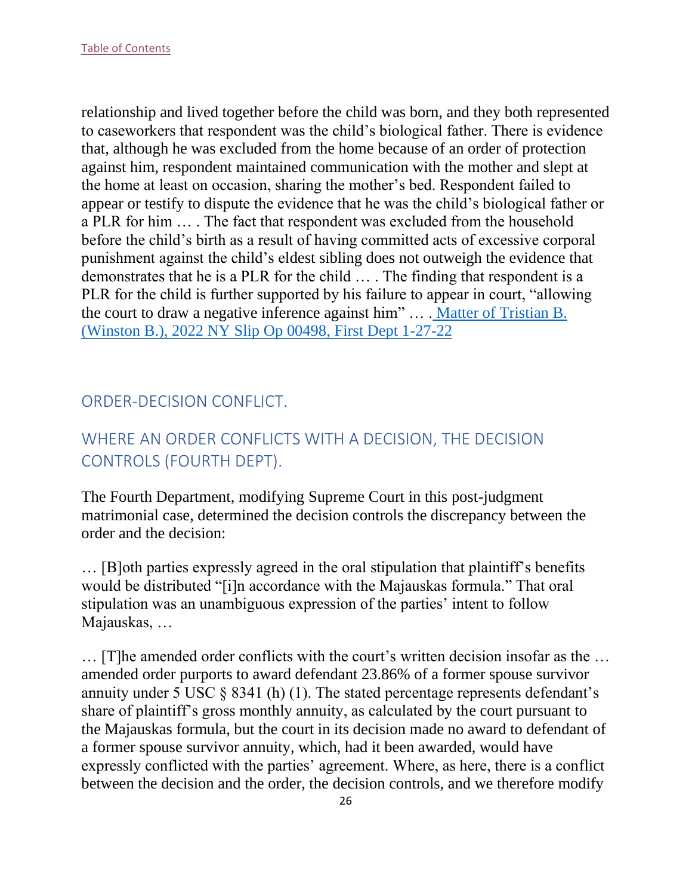relationship and lived together before the child was born, and they both represented to caseworkers that respondent was the child's biological father. There is evidence that, although he was excluded from the home because of an order of protection against him, respondent maintained communication with the mother and slept at the home at least on occasion, sharing the mother's bed. Respondent failed to appear or testify to dispute the evidence that he was the child's biological father or a PLR for him … . The fact that respondent was excluded from the household before the child's birth as a result of having committed acts of excessive corporal punishment against the child's eldest sibling does not outweigh the evidence that demonstrates that he is a PLR for the child … . The finding that respondent is a PLR for the child is further supported by his failure to appear in court, "allowing the court to draw a negative inference against him" … . Matter of Tristian B. (Winston B.), 2022 NY Slip Op 00498, First Dept 1-27-22

## ORDER-DECISION CONFLICT.

## WHERE AN ORDER CONFLICTS WITH A DECISION, THE DECISION CONTROLS (FOURTH DEPT).

The Fourth Department, modifying Supreme Court in this post-judgment matrimonial case, determined the decision controls the discrepancy between the order and the decision:

… [B]oth parties expressly agreed in the oral stipulation that plaintiff's benefits would be distributed "[i]n accordance with the Majauskas formula." That oral stipulation was an unambiguous expression of the parties' intent to follow Majauskas, …

… [T]he amended order conflicts with the court's written decision insofar as the … amended order purports to award defendant 23.86% of a former spouse survivor annuity under 5 USC § 8341 (h) (1). The stated percentage represents defendant's share of plaintiff's gross monthly annuity, as calculated by the court pursuant to the Majauskas formula, but the court in its decision made no award to defendant of a former spouse survivor annuity, which, had it been awarded, would have expressly conflicted with the parties' agreement. Where, as here, there is a conflict between the decision and the order, the decision controls, and we therefore modify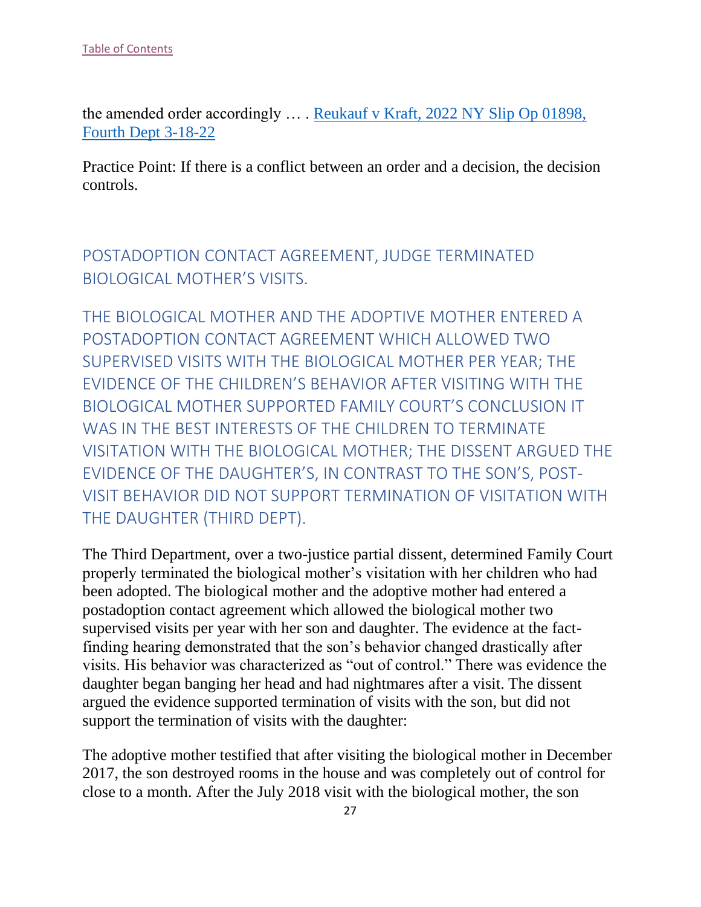the amended order accordingly … . [Reukauf v Kraft, 2022 NY Slip Op 01898, Fourth Dept 3-18-22]()

Practice Point: If there is a conflict between an order and a decision, the decision controls.

## POSTADOPTION CONTACT AGREEMENT, JUDGE TERMINATED BIOLOGICAL MOTHER'S VISITS.

### THE BIOLOGICAL MOTHER AND THE ADOPTIVE MOTHER ENTERED A POSTADOPTION CONTACT AGREEMENT WHICH ALLOWED TWO SUPERVISED VISITS WITH THE BIOLOGICAL MOTHER PER YEAR; THE EVIDENCE OF THE CHILDREN'S BEHAVIOR AFTER VISITING WITH THE BIOLOGICAL MOTHER SUPPORTED FAMILY COURT'S CONCLUSION IT WAS IN THE BEST INTERESTS OF THE CHILDREN TO TERMINATE VISITATION WITH THE BIOLOGICAL MOTHER; THE DISSENT ARGUED THE EVIDENCE OF THE DAUGHTER'S, IN CONTRAST TO THE SON'S, POST-VISIT BEHAVIOR DID NOT SUPPORT TERMINATION OF VISITATION WITH THE DAUGHTER (THIRD DEPT).

The Third Department, over a two-justice partial dissent, determined Family Court properly terminated the biological mother's visitation with her children who had been adopted. The biological mother and the adoptive mother had entered a postadoption contact agreement which allowed the biological mother two supervised visits per year with her son and daughter. The evidence at the fact-finding hearing demonstrated that the son's behavior changed drastically after visits. His behavior was characterized as "out of control." There was evidence the daughter began banging her head and had nightmares after a visit. The dissent argued the evidence supported termination of visits with the son, but did not support the termination of visits with the daughter:

The adoptive mother testified that after visiting the biological mother in December 2017, the son destroyed rooms in the house and was completely out of control for close to a month. After the July 2018 visit with the biological mother, the son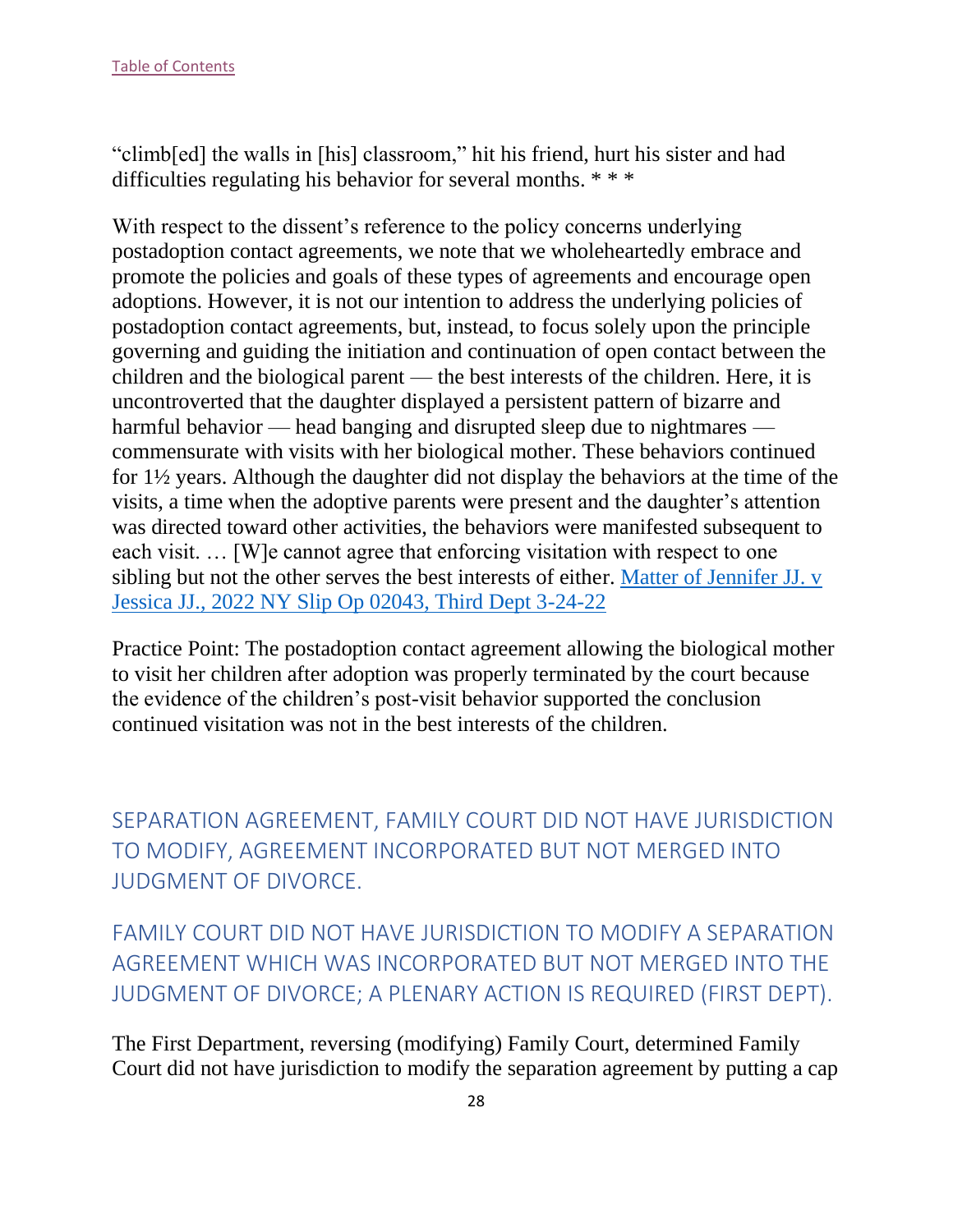"climb[ed] the walls in [his] classroom," hit his friend, hurt his sister and had difficulties regulating his behavior for several months. * * *

With respect to the dissent's reference to the policy concerns underlying postadoption contact agreements, we note that we wholeheartedly embrace and promote the policies and goals of these types of agreements and encourage open adoptions. However, it is not our intention to address the underlying policies of postadoption contact agreements, but, instead, to focus solely upon the principle governing and guiding the initiation and continuation of open contact between the children and the biological parent — the best interests of the children. Here, it is uncontroverted that the daughter displayed a persistent pattern of bizarre and harmful behavior — head banging and disrupted sleep due to nightmares — commensurate with visits with her biological mother. These behaviors continued for 1½ years. Although the daughter did not display the behaviors at the time of the visits, a time when the adoptive parents were present and the daughter's attention was directed toward other activities, the behaviors were manifested subsequent to each visit. … [W]e cannot agree that enforcing visitation with respect to one sibling but not the other serves the best interests of either. Matter of Jennifer JJ. v Jessica JJ., 2022 NY Slip Op 02043, Third Dept 3-24-22

Practice Point: The postadoption contact agreement allowing the biological mother to visit her children after adoption was properly terminated by the court because the evidence of the children's post-visit behavior supported the conclusion continued visitation was not in the best interests of the children.

## SEPARATION AGREEMENT, FAMILY COURT DID NOT HAVE JURISDICTION TO MODIFY, AGREEMENT INCORPORATED BUT NOT MERGED INTO JUDGMENT OF DIVORCE.

### FAMILY COURT DID NOT HAVE JURISDICTION TO MODIFY A SEPARATION AGREEMENT WHICH WAS INCORPORATED BUT NOT MERGED INTO THE JUDGMENT OF DIVORCE; A PLENARY ACTION IS REQUIRED (FIRST DEPT).

The First Department, reversing (modifying) Family Court, determined Family Court did not have jurisdiction to modify the separation agreement by putting a cap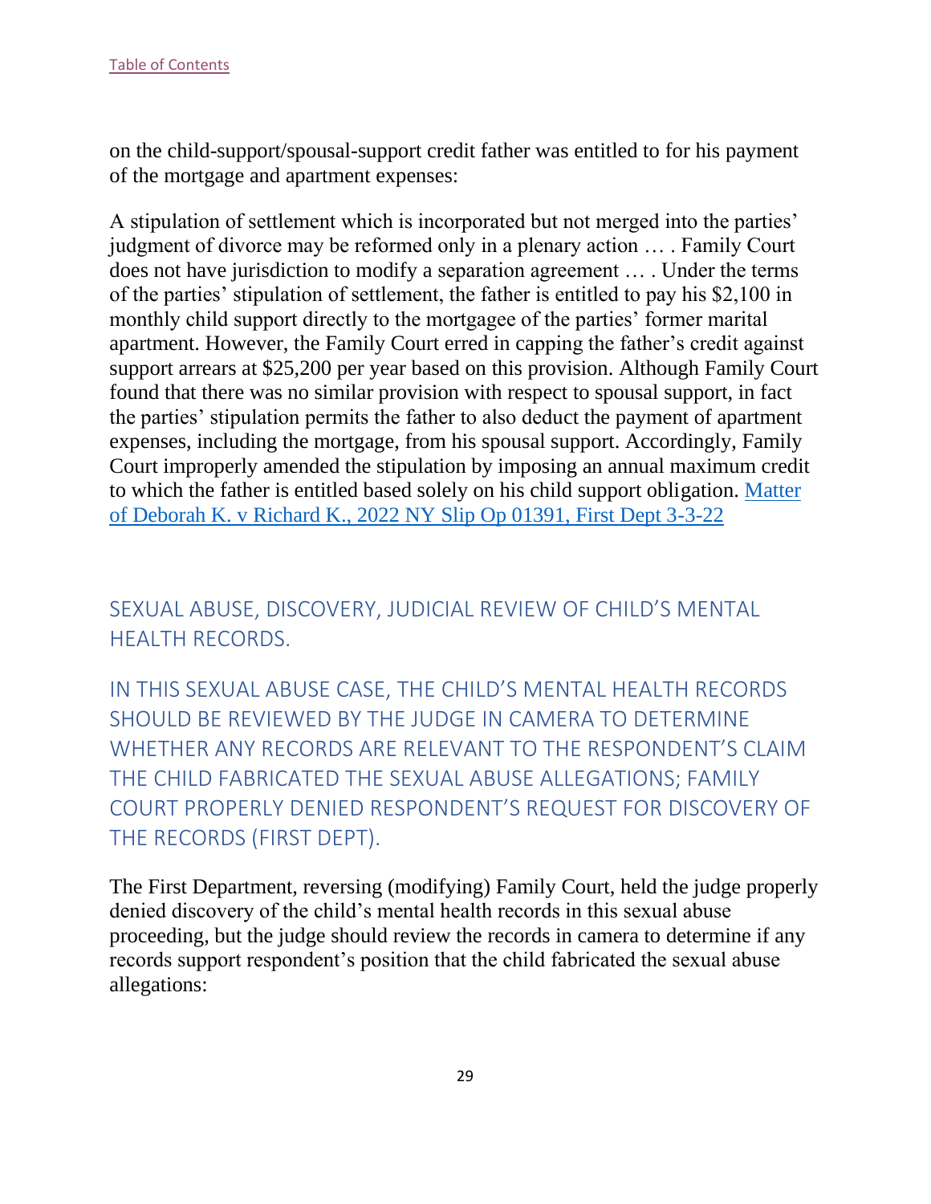on the child-support/spousal-support credit father was entitled to for his payment of the mortgage and apartment expenses:

A stipulation of settlement which is incorporated but not merged into the parties' judgment of divorce may be reformed only in a plenary action … . Family Court does not have jurisdiction to modify a separation agreement … . Under the terms of the parties' stipulation of settlement, the father is entitled to pay his $2,100 in monthly child support directly to the mortgagee of the parties' former marital apartment. However, the Family Court erred in capping the father's credit against support arrears at $25,200 per year based on this provision. Although Family Court found that there was no similar provision with respect to spousal support, in fact the parties' stipulation permits the father to also deduct the payment of apartment expenses, including the mortgage, from his spousal support. Accordingly, Family Court improperly amended the stipulation by imposing an annual maximum credit to which the father is entitled based solely on his child support obligation. Matter of Deborah K. v Richard K., 2022 NY Slip Op 01391, First Dept 3-3-22

## SEXUAL ABUSE, DISCOVERY, JUDICIAL REVIEW OF CHILD'S MENTAL HEALTH RECORDS.

### IN THIS SEXUAL ABUSE CASE, THE CHILD'S MENTAL HEALTH RECORDS SHOULD BE REVIEWED BY THE JUDGE IN CAMERA TO DETERMINE WHETHER ANY RECORDS ARE RELEVANT TO THE RESPONDENT'S CLAIM THE CHILD FABRICATED THE SEXUAL ABUSE ALLEGATIONS; FAMILY COURT PROPERLY DENIED RESPONDENT'S REQUEST FOR DISCOVERY OF THE RECORDS (FIRST DEPT).

The First Department, reversing (modifying) Family Court, held the judge properly denied discovery of the child's mental health records in this sexual abuse proceeding, but the judge should review the records in camera to determine if any records support respondent's position that the child fabricated the sexual abuse allegations: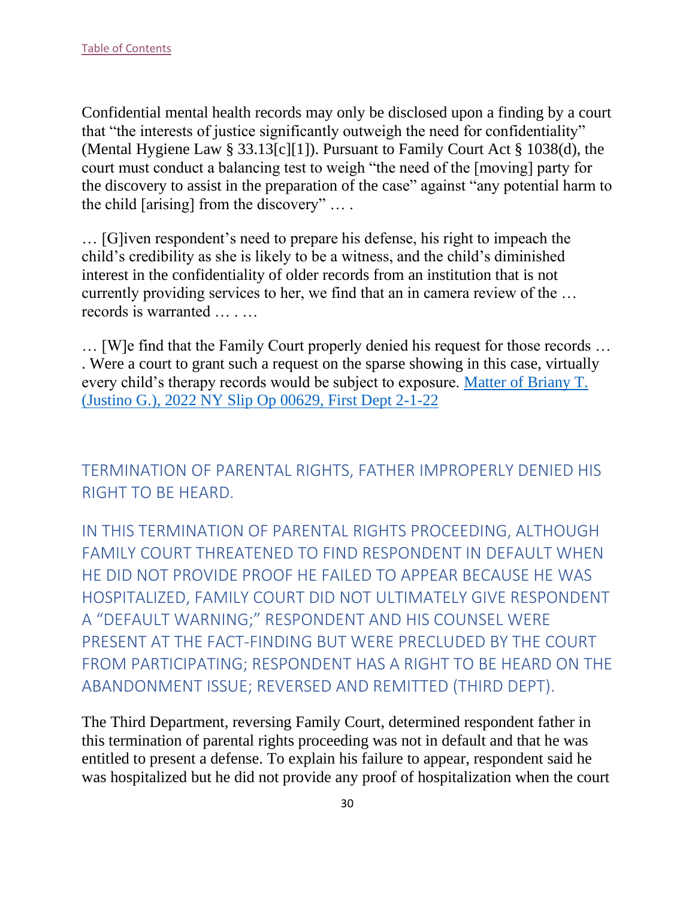Confidential mental health records may only be disclosed upon a finding by a court that "the interests of justice significantly outweigh the need for confidentiality" (Mental Hygiene Law § 33.13[c][1]). Pursuant to Family Court Act § 1038(d), the court must conduct a balancing test to weigh "the need of the [moving] party for the discovery to assist in the preparation of the case" against "any potential harm to the child [arising] from the discovery" … .

… [G]iven respondent's need to prepare his defense, his right to impeach the child's credibility as she is likely to be a witness, and the child's diminished interest in the confidentiality of older records from an institution that is not currently providing services to her, we find that an in camera review of the … records is warranted … . …

… [W]e find that the Family Court properly denied his request for those records … . Were a court to grant such a request on the sparse showing in this case, virtually every child's therapy records would be subject to exposure. [Matter of Briany T. (Justino G.), 2022 NY Slip Op 00629, First Dept 2-1-22](#)

## TERMINATION OF PARENTAL RIGHTS, FATHER IMPROPERLY DENIED HIS RIGHT TO BE HEARD.

### IN THIS TERMINATION OF PARENTAL RIGHTS PROCEEDING, ALTHOUGH FAMILY COURT THREATENED TO FIND RESPONDENT IN DEFAULT WHEN HE DID NOT PROVIDE PROOF HE FAILED TO APPEAR BECAUSE HE WAS HOSPITALIZED, FAMILY COURT DID NOT ULTIMATELY GIVE RESPONDENT A "DEFAULT WARNING;" RESPONDENT AND HIS COUNSEL WERE PRESENT AT THE FACT-FINDING BUT WERE PRECLUDED BY THE COURT FROM PARTICIPATING; RESPONDENT HAS A RIGHT TO BE HEARD ON THE ABANDONMENT ISSUE; REVERSED AND REMITTED (THIRD DEPT).

The Third Department, reversing Family Court, determined respondent father in this termination of parental rights proceeding was not in default and that he was entitled to present a defense. To explain his failure to appear, respondent said he was hospitalized but he did not provide any proof of hospitalization when the court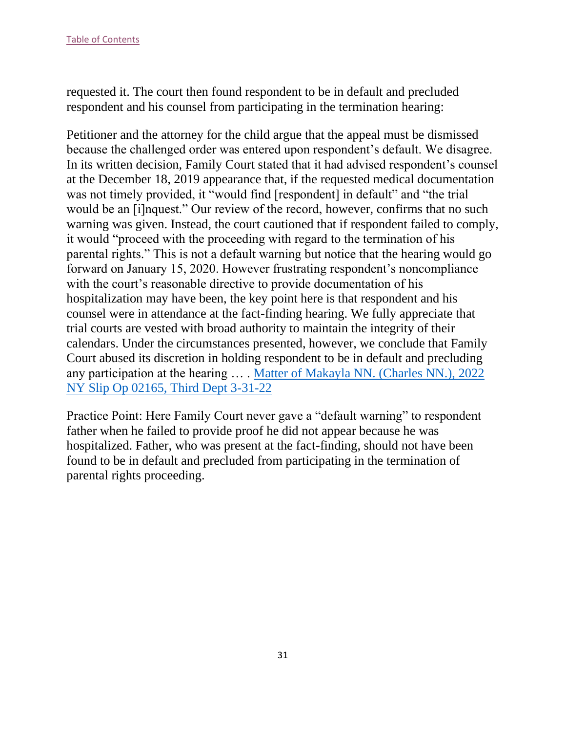requested it. The court then found respondent to be in default and precluded respondent and his counsel from participating in the termination hearing:

Petitioner and the attorney for the child argue that the appeal must be dismissed because the challenged order was entered upon respondent's default. We disagree. In its written decision, Family Court stated that it had advised respondent's counsel at the December 18, 2019 appearance that, if the requested medical documentation was not timely provided, it "would find [respondent] in default" and "the trial would be an [i]nquest." Our review of the record, however, confirms that no such warning was given. Instead, the court cautioned that if respondent failed to comply, it would "proceed with the proceeding with regard to the termination of his parental rights." This is not a default warning but notice that the hearing would go forward on January 15, 2020. However frustrating respondent's noncompliance with the court's reasonable directive to provide documentation of his hospitalization may have been, the key point here is that respondent and his counsel were in attendance at the fact-finding hearing. We fully appreciate that trial courts are vested with broad authority to maintain the integrity of their calendars. Under the circumstances presented, however, we conclude that Family Court abused its discretion in holding respondent to be in default and precluding any participation at the hearing … . [Matter of Makayla NN. (Charles NN.), 2022 NY Slip Op 02165, Third Dept 3-31-22]

Practice Point: Here Family Court never gave a "default warning" to respondent father when he failed to provide proof he did not appear because he was hospitalized. Father, who was present at the fact-finding, should not have been found to be in default and precluded from participating in the termination of parental rights proceeding.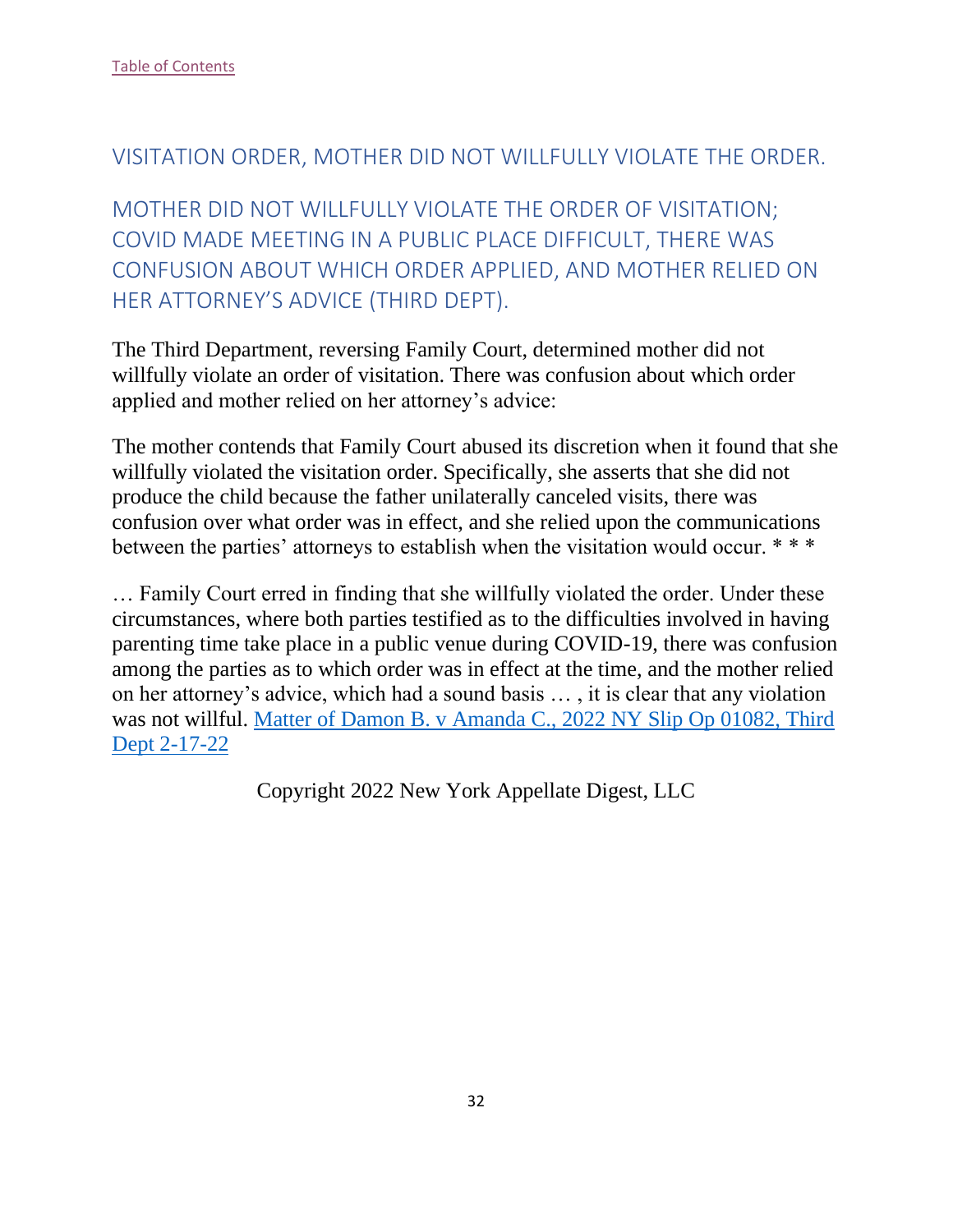[Table of Contents]

## VISITATION ORDER, MOTHER DID NOT WILLFULLY VIOLATE THE ORDER.

### MOTHER DID NOT WILLFULLY VIOLATE THE ORDER OF VISITATION; COVID MADE MEETING IN A PUBLIC PLACE DIFFICULT, THERE WAS CONFUSION ABOUT WHICH ORDER APPLIED, AND MOTHER RELIED ON HER ATTORNEY'S ADVICE (THIRD DEPT).

The Third Department, reversing Family Court, determined mother did not willfully violate an order of visitation. There was confusion about which order applied and mother relied on her attorney's advice:

The mother contends that Family Court abused its discretion when it found that she willfully violated the visitation order. Specifically, she asserts that she did not produce the child because the father unilaterally canceled visits, there was confusion over what order was in effect, and she relied upon the communications between the parties' attorneys to establish when the visitation would occur. * * *

… Family Court erred in finding that she willfully violated the order. Under these circumstances, where both parties testified as to the difficulties involved in having parenting time take place in a public venue during COVID-19, there was confusion among the parties as to which order was in effect at the time, and the mother relied on her attorney's advice, which had a sound basis … , it is clear that any violation was not willful. [Matter of Damon B. v Amanda C., 2022 NY Slip Op 01082, Third Dept 2-17-22]

Copyright 2022 New York Appellate Digest, LLC